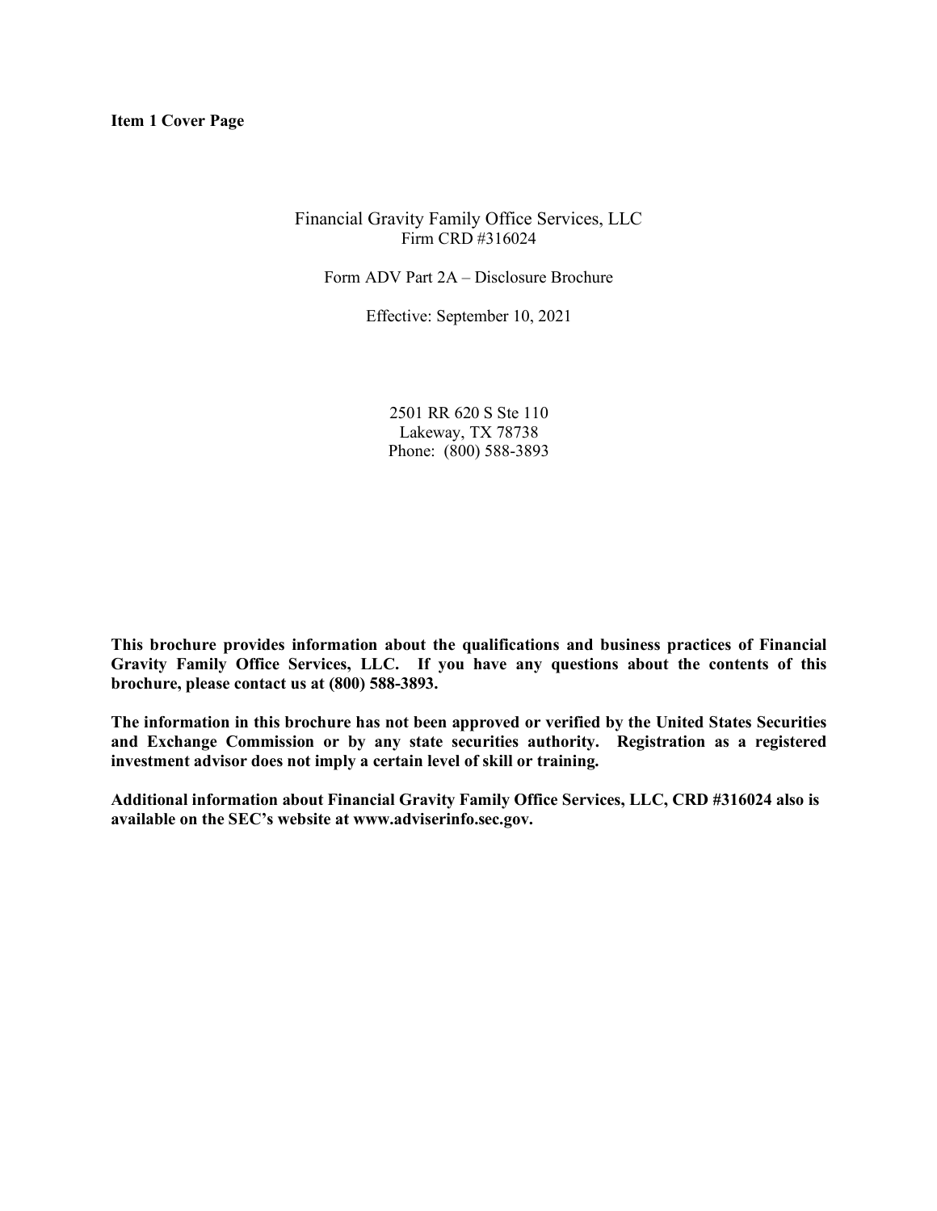**Item 1 Cover Page**

Financial Gravity Family Office Services, LLC
Firm CRD #316024

Form ADV Part 2A – Disclosure Brochure

Effective: September 10, 2021

2501 RR 620 S Ste 110
Lakeway, TX 78738
Phone: (800) 588-3893

**This brochure provides information about the qualifications and business practices of Financial Gravity Family Office Services, LLC. If you have any questions about the contents of this brochure, please contact us at (800) 588-3893.**

**The information in this brochure has not been approved or verified by the United States Securities and Exchange Commission or by any state securities authority. Registration as a registered investment advisor does not imply a certain level of skill or training.**

**Additional information about Financial Gravity Family Office Services, LLC, CRD #316024 also is available on the SEC's website at www.adviserinfo.sec.gov.**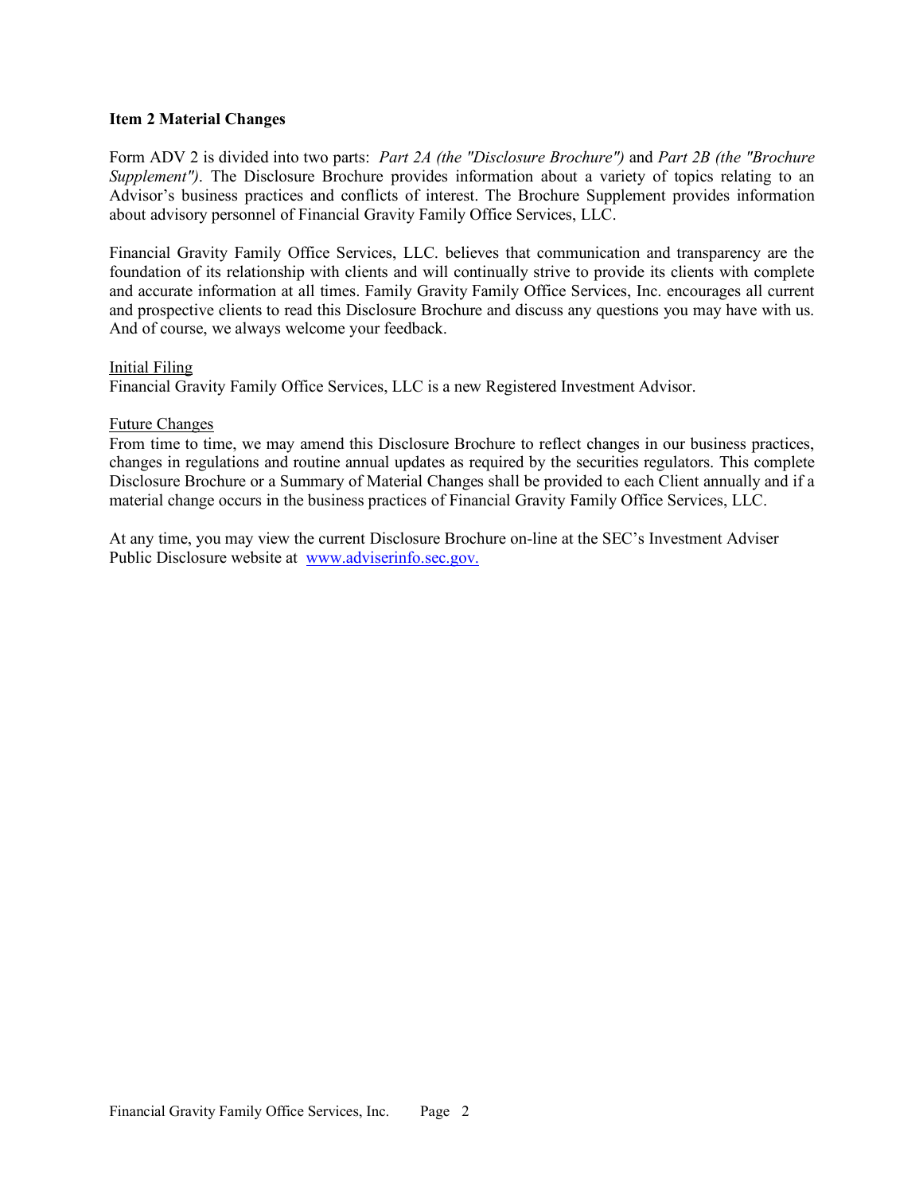## Item 2 Material Changes

Form ADV 2 is divided into two parts: *Part 2A (the "Disclosure Brochure")* and *Part 2B (the "Brochure Supplement")*. The Disclosure Brochure provides information about a variety of topics relating to an Advisor's business practices and conflicts of interest. The Brochure Supplement provides information about advisory personnel of Financial Gravity Family Office Services, LLC.

Financial Gravity Family Office Services, LLC. believes that communication and transparency are the foundation of its relationship with clients and will continually strive to provide its clients with complete and accurate information at all times. Family Gravity Family Office Services, Inc. encourages all current and prospective clients to read this Disclosure Brochure and discuss any questions you may have with us. And of course, we always welcome your feedback.

Initial Filing

Financial Gravity Family Office Services, LLC is a new Registered Investment Advisor.

Future Changes

From time to time, we may amend this Disclosure Brochure to reflect changes in our business practices, changes in regulations and routine annual updates as required by the securities regulators. This complete Disclosure Brochure or a Summary of Material Changes shall be provided to each Client annually and if a material change occurs in the business practices of Financial Gravity Family Office Services, LLC.

At any time, you may view the current Disclosure Brochure on-line at the SEC's Investment Adviser Public Disclosure website at [www.adviserinfo.sec.gov.](http://www.adviserinfo.sec.gov)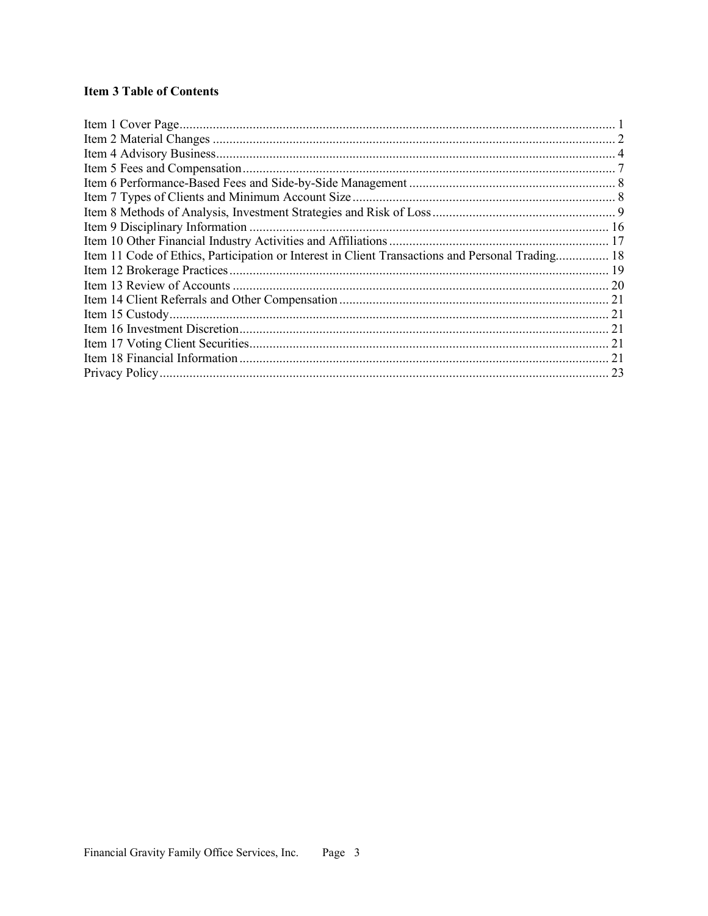**Item 3 Table of Contents**

Item 1 Cover Page ... 1
Item 2 Material Changes ... 2
Item 4 Advisory Business ... 4
Item 5 Fees and Compensation ... 7
Item 6 Performance-Based Fees and Side-by-Side Management ... 8
Item 7 Types of Clients and Minimum Account Size ... 8
Item 8 Methods of Analysis, Investment Strategies and Risk of Loss ... 9
Item 9 Disciplinary Information ... 16
Item 10 Other Financial Industry Activities and Affiliations ... 17
Item 11 Code of Ethics, Participation or Interest in Client Transactions and Personal Trading ... 18
Item 12 Brokerage Practices ... 19
Item 13 Review of Accounts ... 20
Item 14 Client Referrals and Other Compensation ... 21
Item 15 Custody ... 21
Item 16 Investment Discretion ... 21
Item 17 Voting Client Securities ... 21
Item 18 Financial Information ... 21
Privacy Policy ... 23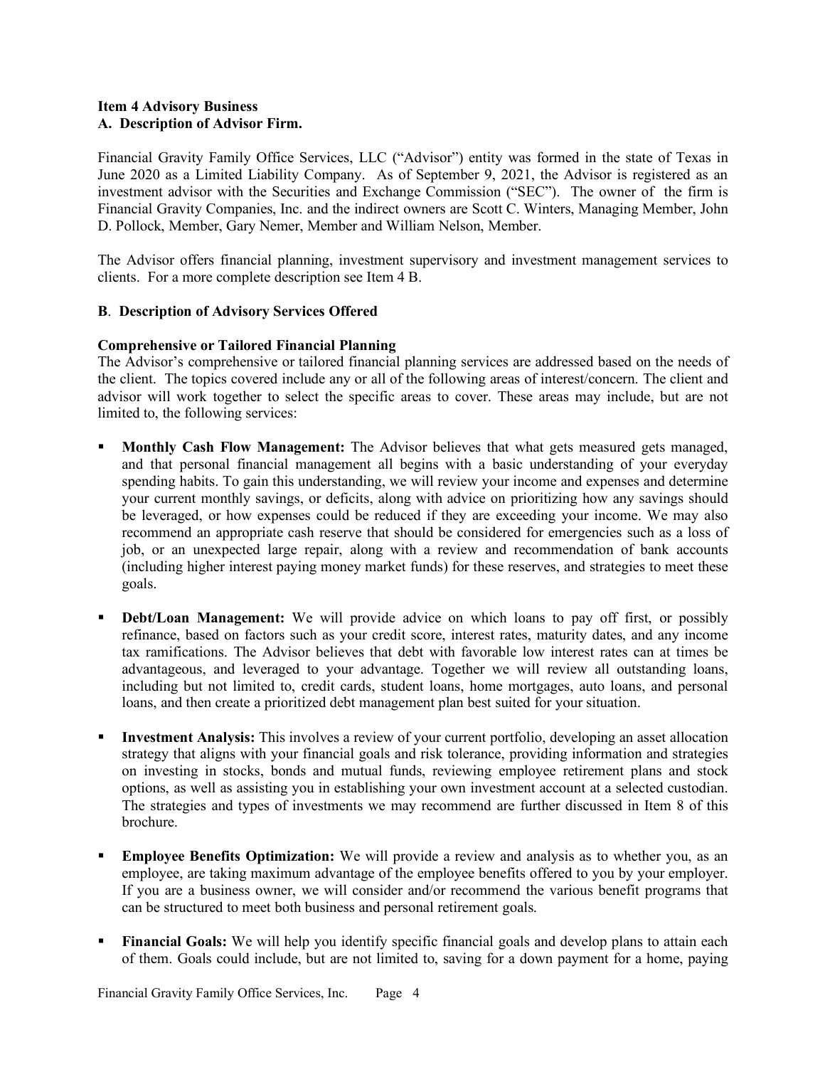## Item 4 Advisory Business

### A. Description of Advisor Firm.

Financial Gravity Family Office Services, LLC ("Advisor") entity was formed in the state of Texas in June 2020 as a Limited Liability Company. As of September 9, 2021, the Advisor is registered as an investment advisor with the Securities and Exchange Commission ("SEC"). The owner of the firm is Financial Gravity Companies, Inc. and the indirect owners are Scott C. Winters, Managing Member, John D. Pollock, Member, Gary Nemer, Member and William Nelson, Member.

The Advisor offers financial planning, investment supervisory and investment management services to clients. For a more complete description see Item 4 B.

### B. Description of Advisory Services Offered

**Comprehensive or Tailored Financial Planning**

The Advisor's comprehensive or tailored financial planning services are addressed based on the needs of the client. The topics covered include any or all of the following areas of interest/concern. The client and advisor will work together to select the specific areas to cover. These areas may include, but are not limited to, the following services:

- **Monthly Cash Flow Management:** The Advisor believes that what gets measured gets managed, and that personal financial management all begins with a basic understanding of your everyday spending habits. To gain this understanding, we will review your income and expenses and determine your current monthly savings, or deficits, along with advice on prioritizing how any savings should be leveraged, or how expenses could be reduced if they are exceeding your income. We may also recommend an appropriate cash reserve that should be considered for emergencies such as a loss of job, or an unexpected large repair, along with a review and recommendation of bank accounts (including higher interest paying money market funds) for these reserves, and strategies to meet these goals.

- **Debt/Loan Management:** We will provide advice on which loans to pay off first, or possibly refinance, based on factors such as your credit score, interest rates, maturity dates, and any income tax ramifications. The Advisor believes that debt with favorable low interest rates can at times be advantageous, and leveraged to your advantage. Together we will review all outstanding loans, including but not limited to, credit cards, student loans, home mortgages, auto loans, and personal loans, and then create a prioritized debt management plan best suited for your situation.

- **Investment Analysis:** This involves a review of your current portfolio, developing an asset allocation strategy that aligns with your financial goals and risk tolerance, providing information and strategies on investing in stocks, bonds and mutual funds, reviewing employee retirement plans and stock options, as well as assisting you in establishing your own investment account at a selected custodian. The strategies and types of investments we may recommend are further discussed in Item 8 of this brochure.

- **Employee Benefits Optimization:** We will provide a review and analysis as to whether you, as an employee, are taking maximum advantage of the employee benefits offered to you by your employer. If you are a business owner, we will consider and/or recommend the various benefit programs that can be structured to meet both business and personal retirement goals.

- **Financial Goals:** We will help you identify specific financial goals and develop plans to attain each of them. Goals could include, but are not limited to, saving for a down payment for a home, paying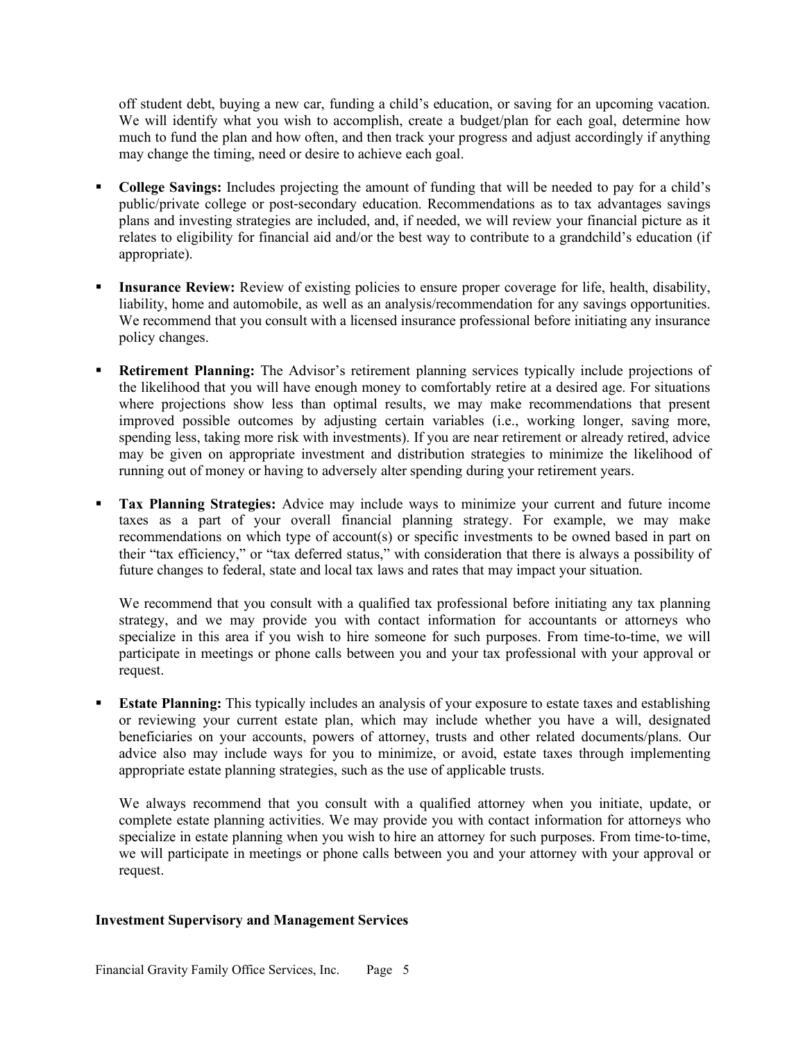off student debt, buying a new car, funding a child's education, or saving for an upcoming vacation. We will identify what you wish to accomplish, create a budget/plan for each goal, determine how much to fund the plan and how often, and then track your progress and adjust accordingly if anything may change the timing, need or desire to achieve each goal.

- **College Savings:** Includes projecting the amount of funding that will be needed to pay for a child's public/private college or post-secondary education. Recommendations as to tax advantages savings plans and investing strategies are included, and, if needed, we will review your financial picture as it relates to eligibility for financial aid and/or the best way to contribute to a grandchild's education (if appropriate).

- **Insurance Review:** Review of existing policies to ensure proper coverage for life, health, disability, liability, home and automobile, as well as an analysis/recommendation for any savings opportunities. We recommend that you consult with a licensed insurance professional before initiating any insurance policy changes.

- **Retirement Planning:** The Advisor's retirement planning services typically include projections of the likelihood that you will have enough money to comfortably retire at a desired age. For situations where projections show less than optimal results, we may make recommendations that present improved possible outcomes by adjusting certain variables (i.e., working longer, saving more, spending less, taking more risk with investments). If you are near retirement or already retired, advice may be given on appropriate investment and distribution strategies to minimize the likelihood of running out of money or having to adversely alter spending during your retirement years.

- **Tax Planning Strategies:** Advice may include ways to minimize your current and future income taxes as a part of your overall financial planning strategy. For example, we may make recommendations on which type of account(s) or specific investments to be owned based in part on their "tax efficiency," or "tax deferred status," with consideration that there is always a possibility of future changes to federal, state and local tax laws and rates that may impact your situation.

  We recommend that you consult with a qualified tax professional before initiating any tax planning strategy, and we may provide you with contact information for accountants or attorneys who specialize in this area if you wish to hire someone for such purposes. From time-to-time, we will participate in meetings or phone calls between you and your tax professional with your approval or request.

- **Estate Planning:** This typically includes an analysis of your exposure to estate taxes and establishing or reviewing your current estate plan, which may include whether you have a will, designated beneficiaries on your accounts, powers of attorney, trusts and other related documents/plans. Our advice also may include ways for you to minimize, or avoid, estate taxes through implementing appropriate estate planning strategies, such as the use of applicable trusts.

  We always recommend that you consult with a qualified attorney when you initiate, update, or complete estate planning activities. We may provide you with contact information for attorneys who specialize in estate planning when you wish to hire an attorney for such purposes. From time-to-time, we will participate in meetings or phone calls between you and your attorney with your approval or request.

**Investment Supervisory and Management Services**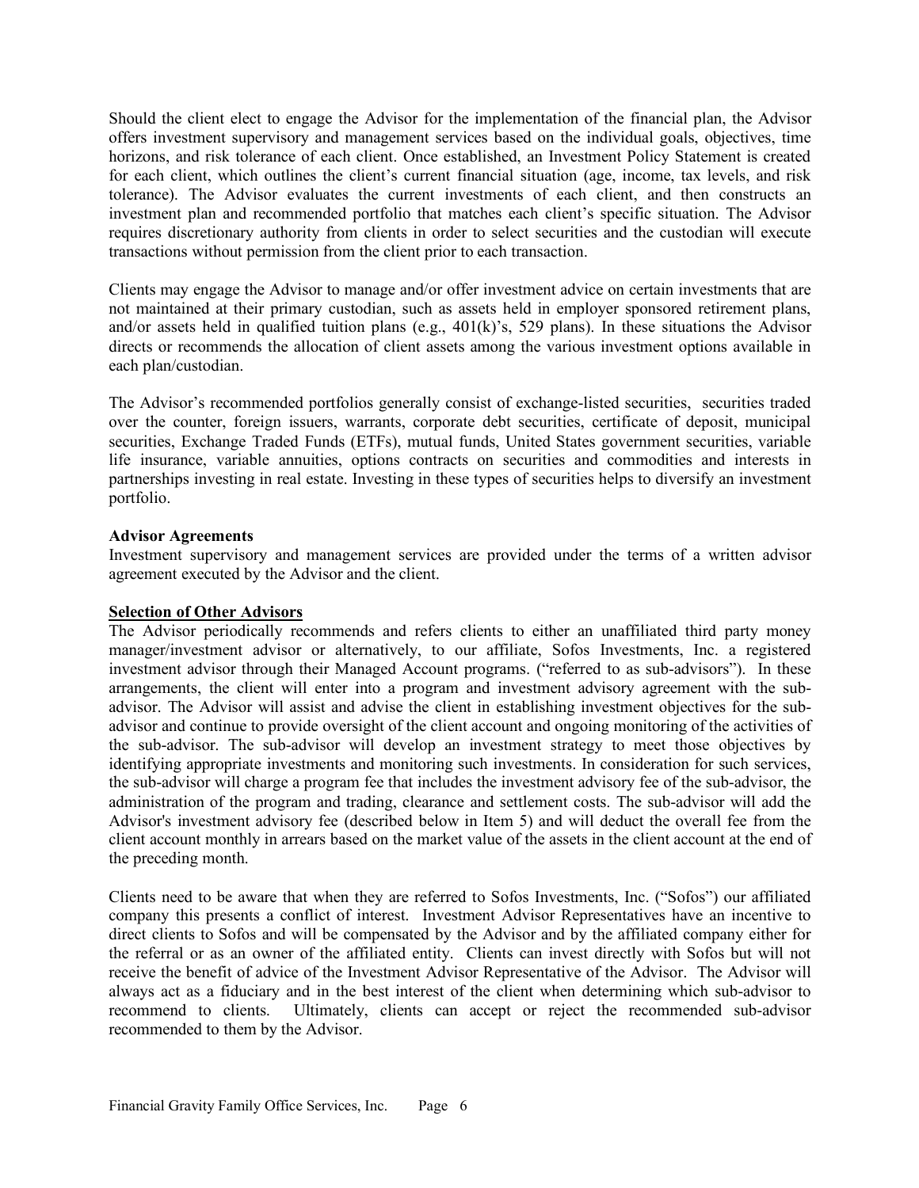Should the client elect to engage the Advisor for the implementation of the financial plan, the Advisor offers investment supervisory and management services based on the individual goals, objectives, time horizons, and risk tolerance of each client. Once established, an Investment Policy Statement is created for each client, which outlines the client's current financial situation (age, income, tax levels, and risk tolerance). The Advisor evaluates the current investments of each client, and then constructs an investment plan and recommended portfolio that matches each client's specific situation. The Advisor requires discretionary authority from clients in order to select securities and the custodian will execute transactions without permission from the client prior to each transaction.

Clients may engage the Advisor to manage and/or offer investment advice on certain investments that are not maintained at their primary custodian, such as assets held in employer sponsored retirement plans, and/or assets held in qualified tuition plans (e.g., 401(k)'s, 529 plans). In these situations the Advisor directs or recommends the allocation of client assets among the various investment options available in each plan/custodian.

The Advisor's recommended portfolios generally consist of exchange-listed securities, securities traded over the counter, foreign issuers, warrants, corporate debt securities, certificate of deposit, municipal securities, Exchange Traded Funds (ETFs), mutual funds, United States government securities, variable life insurance, variable annuities, options contracts on securities and commodities and interests in partnerships investing in real estate. Investing in these types of securities helps to diversify an investment portfolio.

**Advisor Agreements**

Investment supervisory and management services are provided under the terms of a written advisor agreement executed by the Advisor and the client.

**Selection of Other Advisors**

The Advisor periodically recommends and refers clients to either an unaffiliated third party money manager/investment advisor or alternatively, to our affiliate, Sofos Investments, Inc. a registered investment advisor through their Managed Account programs. ("referred to as sub-advisors"). In these arrangements, the client will enter into a program and investment advisory agreement with the sub-advisor. The Advisor will assist and advise the client in establishing investment objectives for the sub-advisor and continue to provide oversight of the client account and ongoing monitoring of the activities of the sub-advisor. The sub-advisor will develop an investment strategy to meet those objectives by identifying appropriate investments and monitoring such investments. In consideration for such services, the sub-advisor will charge a program fee that includes the investment advisory fee of the sub-advisor, the administration of the program and trading, clearance and settlement costs. The sub-advisor will add the Advisor's investment advisory fee (described below in Item 5) and will deduct the overall fee from the client account monthly in arrears based on the market value of the assets in the client account at the end of the preceding month.

Clients need to be aware that when they are referred to Sofos Investments, Inc. ("Sofos") our affiliated company this presents a conflict of interest. Investment Advisor Representatives have an incentive to direct clients to Sofos and will be compensated by the Advisor and by the affiliated company either for the referral or as an owner of the affiliated entity. Clients can invest directly with Sofos but will not receive the benefit of advice of the Investment Advisor Representative of the Advisor. The Advisor will always act as a fiduciary and in the best interest of the client when determining which sub-advisor to recommend to clients. Ultimately, clients can accept or reject the recommended sub-advisor recommended to them by the Advisor.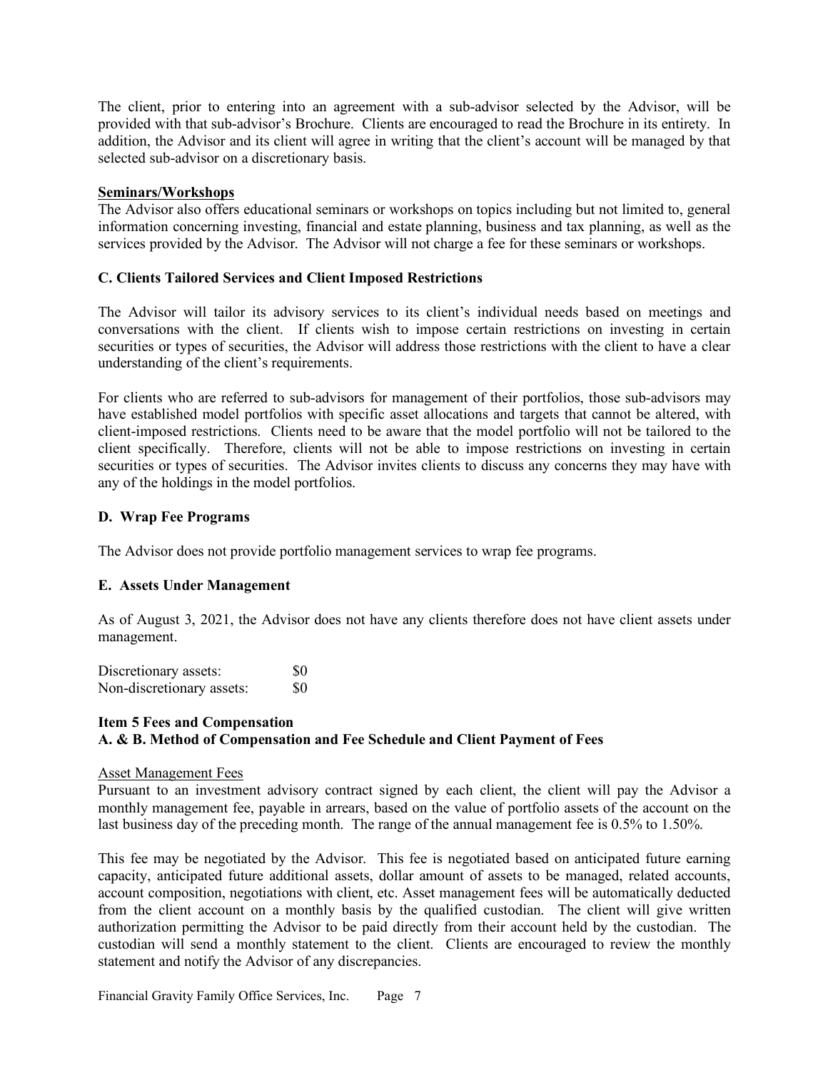The client, prior to entering into an agreement with a sub-advisor selected by the Advisor, will be provided with that sub-advisor's Brochure. Clients are encouraged to read the Brochure in its entirety. In addition, the Advisor and its client will agree in writing that the client's account will be managed by that selected sub-advisor on a discretionary basis.

**Seminars/Workshops**

The Advisor also offers educational seminars or workshops on topics including but not limited to, general information concerning investing, financial and estate planning, business and tax planning, as well as the services provided by the Advisor. The Advisor will not charge a fee for these seminars or workshops.

### C. Clients Tailored Services and Client Imposed Restrictions

The Advisor will tailor its advisory services to its client's individual needs based on meetings and conversations with the client. If clients wish to impose certain restrictions on investing in certain securities or types of securities, the Advisor will address those restrictions with the client to have a clear understanding of the client's requirements.

For clients who are referred to sub-advisors for management of their portfolios, those sub-advisors may have established model portfolios with specific asset allocations and targets that cannot be altered, with client-imposed restrictions. Clients need to be aware that the model portfolio will not be tailored to the client specifically. Therefore, clients will not be able to impose restrictions on investing in certain securities or types of securities. The Advisor invites clients to discuss any concerns they may have with any of the holdings in the model portfolios.

### D. Wrap Fee Programs

The Advisor does not provide portfolio management services to wrap fee programs.

### E. Assets Under Management

As of August 3, 2021, the Advisor does not have any clients therefore does not have client assets under management.

| | |
|---|---|
| Discretionary assets: | $0 |
| Non-discretionary assets: | $0 |

## Item 5 Fees and Compensation

### A. & B. Method of Compensation and Fee Schedule and Client Payment of Fees

Asset Management Fees

Pursuant to an investment advisory contract signed by each client, the client will pay the Advisor a monthly management fee, payable in arrears, based on the value of portfolio assets of the account on the last business day of the preceding month. The range of the annual management fee is 0.5% to 1.50%.

This fee may be negotiated by the Advisor. This fee is negotiated based on anticipated future earning capacity, anticipated future additional assets, dollar amount of assets to be managed, related accounts, account composition, negotiations with client, etc. Asset management fees will be automatically deducted from the client account on a monthly basis by the qualified custodian. The client will give written authorization permitting the Advisor to be paid directly from their account held by the custodian. The custodian will send a monthly statement to the client. Clients are encouraged to review the monthly statement and notify the Advisor of any discrepancies.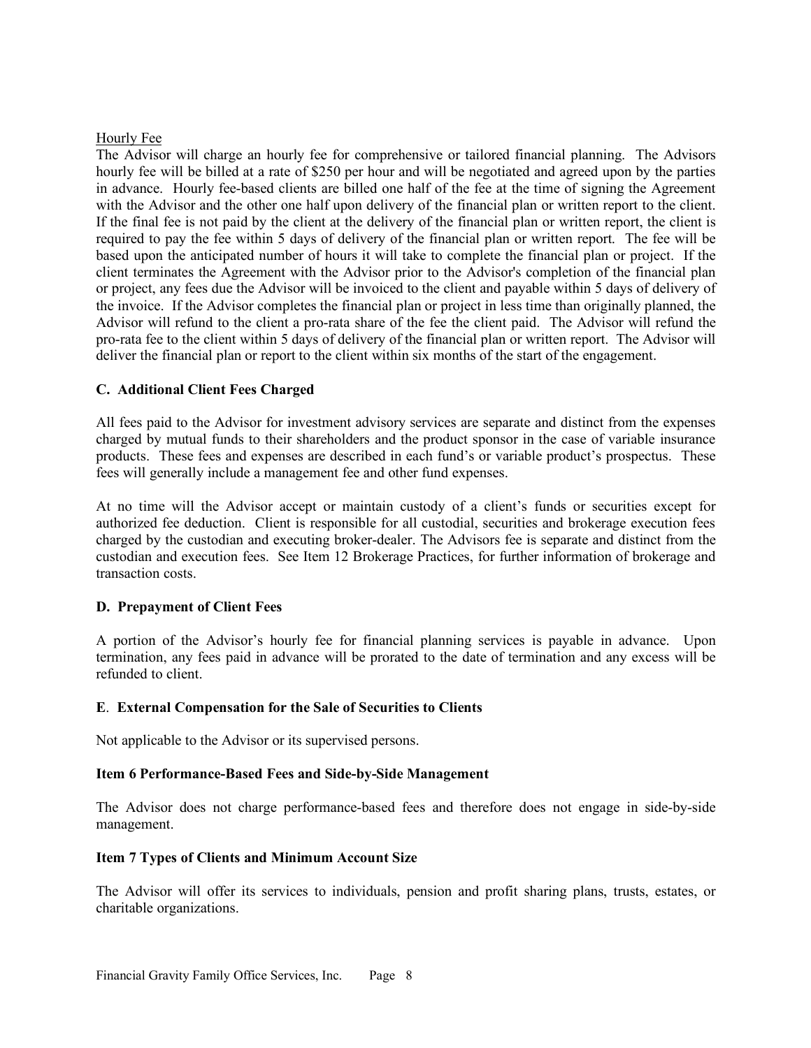Hourly Fee

The Advisor will charge an hourly fee for comprehensive or tailored financial planning. The Advisors hourly fee will be billed at a rate of $250 per hour and will be negotiated and agreed upon by the parties in advance. Hourly fee-based clients are billed one half of the fee at the time of signing the Agreement with the Advisor and the other one half upon delivery of the financial plan or written report to the client. If the final fee is not paid by the client at the delivery of the financial plan or written report, the client is required to pay the fee within 5 days of delivery of the financial plan or written report. The fee will be based upon the anticipated number of hours it will take to complete the financial plan or project. If the client terminates the Agreement with the Advisor prior to the Advisor's completion of the financial plan or project, any fees due the Advisor will be invoiced to the client and payable within 5 days of delivery of the invoice. If the Advisor completes the financial plan or project in less time than originally planned, the Advisor will refund to the client a pro-rata share of the fee the client paid. The Advisor will refund the pro-rata fee to the client within 5 days of delivery of the financial plan or written report. The Advisor will deliver the financial plan or report to the client within six months of the start of the engagement.

**C. Additional Client Fees Charged**

All fees paid to the Advisor for investment advisory services are separate and distinct from the expenses charged by mutual funds to their shareholders and the product sponsor in the case of variable insurance products. These fees and expenses are described in each fund's or variable product's prospectus. These fees will generally include a management fee and other fund expenses.

At no time will the Advisor accept or maintain custody of a client's funds or securities except for authorized fee deduction. Client is responsible for all custodial, securities and brokerage execution fees charged by the custodian and executing broker-dealer. The Advisors fee is separate and distinct from the custodian and execution fees. See Item 12 Brokerage Practices, for further information of brokerage and transaction costs.

**D. Prepayment of Client Fees**

A portion of the Advisor's hourly fee for financial planning services is payable in advance. Upon termination, any fees paid in advance will be prorated to the date of termination and any excess will be refunded to client.

**E. External Compensation for the Sale of Securities to Clients**

Not applicable to the Advisor or its supervised persons.

**Item 6 Performance-Based Fees and Side-by-Side Management**

The Advisor does not charge performance-based fees and therefore does not engage in side-by-side management.

**Item 7 Types of Clients and Minimum Account Size**

The Advisor will offer its services to individuals, pension and profit sharing plans, trusts, estates, or charitable organizations.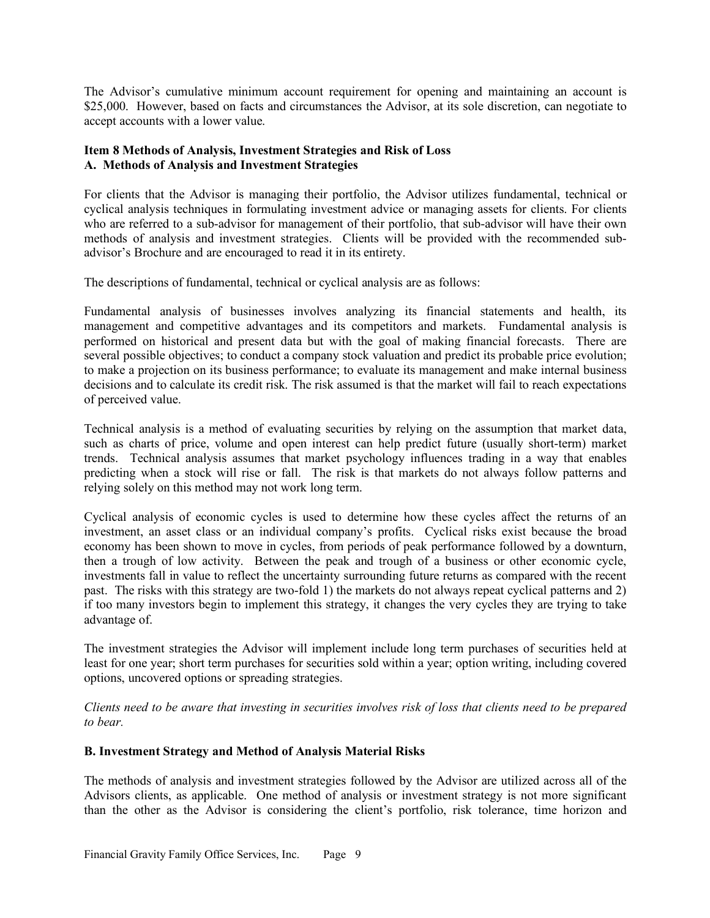The Advisor's cumulative minimum account requirement for opening and maintaining an account is $25,000. However, based on facts and circumstances the Advisor, at its sole discretion, can negotiate to accept accounts with a lower value.

**Item 8 Methods of Analysis, Investment Strategies and Risk of Loss**
**A. Methods of Analysis and Investment Strategies**

For clients that the Advisor is managing their portfolio, the Advisor utilizes fundamental, technical or cyclical analysis techniques in formulating investment advice or managing assets for clients. For clients who are referred to a sub-advisor for management of their portfolio, that sub-advisor will have their own methods of analysis and investment strategies. Clients will be provided with the recommended sub-advisor's Brochure and are encouraged to read it in its entirety.

The descriptions of fundamental, technical or cyclical analysis are as follows:

Fundamental analysis of businesses involves analyzing its financial statements and health, its management and competitive advantages and its competitors and markets. Fundamental analysis is performed on historical and present data but with the goal of making financial forecasts. There are several possible objectives; to conduct a company stock valuation and predict its probable price evolution; to make a projection on its business performance; to evaluate its management and make internal business decisions and to calculate its credit risk. The risk assumed is that the market will fail to reach expectations of perceived value.

Technical analysis is a method of evaluating securities by relying on the assumption that market data, such as charts of price, volume and open interest can help predict future (usually short-term) market trends. Technical analysis assumes that market psychology influences trading in a way that enables predicting when a stock will rise or fall. The risk is that markets do not always follow patterns and relying solely on this method may not work long term.

Cyclical analysis of economic cycles is used to determine how these cycles affect the returns of an investment, an asset class or an individual company's profits. Cyclical risks exist because the broad economy has been shown to move in cycles, from periods of peak performance followed by a downturn, then a trough of low activity. Between the peak and trough of a business or other economic cycle, investments fall in value to reflect the uncertainty surrounding future returns as compared with the recent past. The risks with this strategy are two-fold 1) the markets do not always repeat cyclical patterns and 2) if too many investors begin to implement this strategy, it changes the very cycles they are trying to take advantage of.

The investment strategies the Advisor will implement include long term purchases of securities held at least for one year; short term purchases for securities sold within a year; option writing, including covered options, uncovered options or spreading strategies.

*Clients need to be aware that investing in securities involves risk of loss that clients need to be prepared to bear.*

**B. Investment Strategy and Method of Analysis Material Risks**

The methods of analysis and investment strategies followed by the Advisor are utilized across all of the Advisors clients, as applicable. One method of analysis or investment strategy is not more significant than the other as the Advisor is considering the client's portfolio, risk tolerance, time horizon and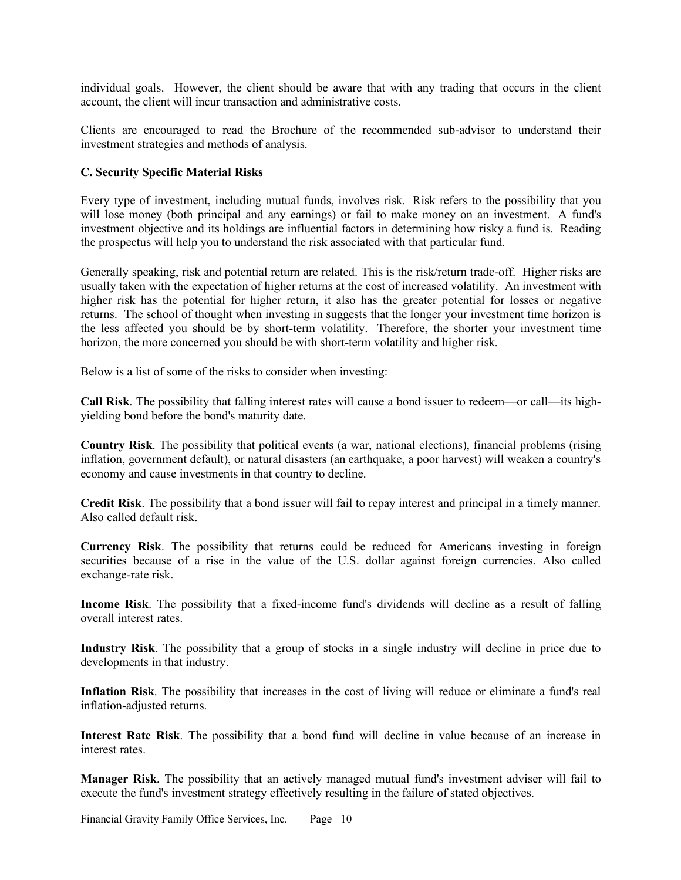individual goals. However, the client should be aware that with any trading that occurs in the client account, the client will incur transaction and administrative costs.

Clients are encouraged to read the Brochure of the recommended sub-advisor to understand their investment strategies and methods of analysis.

### C. Security Specific Material Risks

Every type of investment, including mutual funds, involves risk. Risk refers to the possibility that you will lose money (both principal and any earnings) or fail to make money on an investment. A fund's investment objective and its holdings are influential factors in determining how risky a fund is. Reading the prospectus will help you to understand the risk associated with that particular fund.

Generally speaking, risk and potential return are related. This is the risk/return trade-off. Higher risks are usually taken with the expectation of higher returns at the cost of increased volatility. An investment with higher risk has the potential for higher return, it also has the greater potential for losses or negative returns. The school of thought when investing in suggests that the longer your investment time horizon is the less affected you should be by short-term volatility. Therefore, the shorter your investment time horizon, the more concerned you should be with short-term volatility and higher risk.

Below is a list of some of the risks to consider when investing:

**Call Risk**. The possibility that falling interest rates will cause a bond issuer to redeem—or call—its high-yielding bond before the bond's maturity date.

**Country Risk**. The possibility that political events (a war, national elections), financial problems (rising inflation, government default), or natural disasters (an earthquake, a poor harvest) will weaken a country's economy and cause investments in that country to decline.

**Credit Risk**. The possibility that a bond issuer will fail to repay interest and principal in a timely manner. Also called default risk.

**Currency Risk**. The possibility that returns could be reduced for Americans investing in foreign securities because of a rise in the value of the U.S. dollar against foreign currencies. Also called exchange-rate risk.

**Income Risk**. The possibility that a fixed-income fund's dividends will decline as a result of falling overall interest rates.

**Industry Risk**. The possibility that a group of stocks in a single industry will decline in price due to developments in that industry.

**Inflation Risk**. The possibility that increases in the cost of living will reduce or eliminate a fund's real inflation-adjusted returns.

**Interest Rate Risk**. The possibility that a bond fund will decline in value because of an increase in interest rates.

**Manager Risk**. The possibility that an actively managed mutual fund's investment adviser will fail to execute the fund's investment strategy effectively resulting in the failure of stated objectives.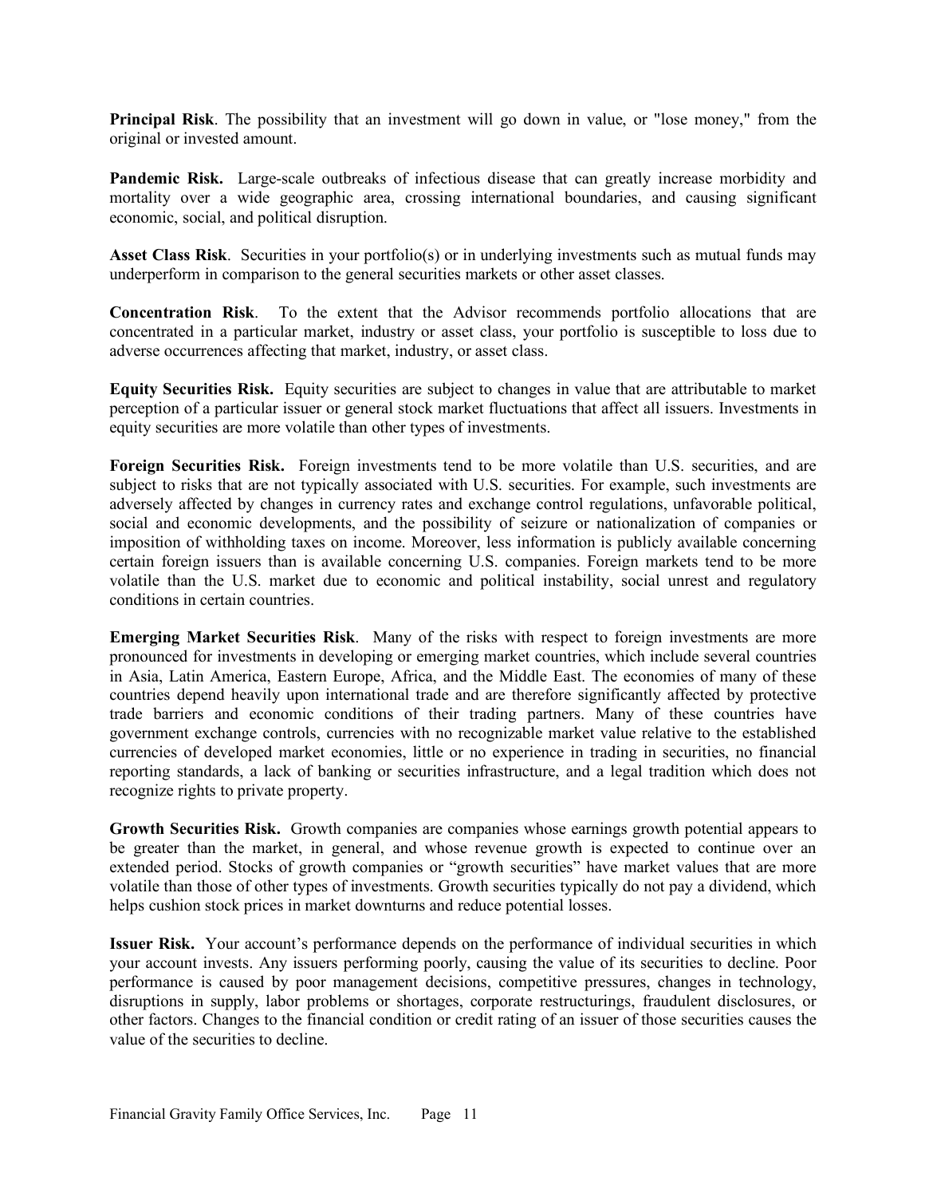**Principal Risk**. The possibility that an investment will go down in value, or "lose money," from the original or invested amount.

**Pandemic Risk.** Large-scale outbreaks of infectious disease that can greatly increase morbidity and mortality over a wide geographic area, crossing international boundaries, and causing significant economic, social, and political disruption.

**Asset Class Risk**. Securities in your portfolio(s) or in underlying investments such as mutual funds may underperform in comparison to the general securities markets or other asset classes.

**Concentration Risk**. To the extent that the Advisor recommends portfolio allocations that are concentrated in a particular market, industry or asset class, your portfolio is susceptible to loss due to adverse occurrences affecting that market, industry, or asset class.

**Equity Securities Risk.** Equity securities are subject to changes in value that are attributable to market perception of a particular issuer or general stock market fluctuations that affect all issuers. Investments in equity securities are more volatile than other types of investments.

**Foreign Securities Risk.** Foreign investments tend to be more volatile than U.S. securities, and are subject to risks that are not typically associated with U.S. securities. For example, such investments are adversely affected by changes in currency rates and exchange control regulations, unfavorable political, social and economic developments, and the possibility of seizure or nationalization of companies or imposition of withholding taxes on income. Moreover, less information is publicly available concerning certain foreign issuers than is available concerning U.S. companies. Foreign markets tend to be more volatile than the U.S. market due to economic and political instability, social unrest and regulatory conditions in certain countries.

**Emerging Market Securities Risk**. Many of the risks with respect to foreign investments are more pronounced for investments in developing or emerging market countries, which include several countries in Asia, Latin America, Eastern Europe, Africa, and the Middle East. The economies of many of these countries depend heavily upon international trade and are therefore significantly affected by protective trade barriers and economic conditions of their trading partners. Many of these countries have government exchange controls, currencies with no recognizable market value relative to the established currencies of developed market economies, little or no experience in trading in securities, no financial reporting standards, a lack of banking or securities infrastructure, and a legal tradition which does not recognize rights to private property.

**Growth Securities Risk.** Growth companies are companies whose earnings growth potential appears to be greater than the market, in general, and whose revenue growth is expected to continue over an extended period. Stocks of growth companies or "growth securities" have market values that are more volatile than those of other types of investments. Growth securities typically do not pay a dividend, which helps cushion stock prices in market downturns and reduce potential losses.

**Issuer Risk.** Your account's performance depends on the performance of individual securities in which your account invests. Any issuers performing poorly, causing the value of its securities to decline. Poor performance is caused by poor management decisions, competitive pressures, changes in technology, disruptions in supply, labor problems or shortages, corporate restructurings, fraudulent disclosures, or other factors. Changes to the financial condition or credit rating of an issuer of those securities causes the value of the securities to decline.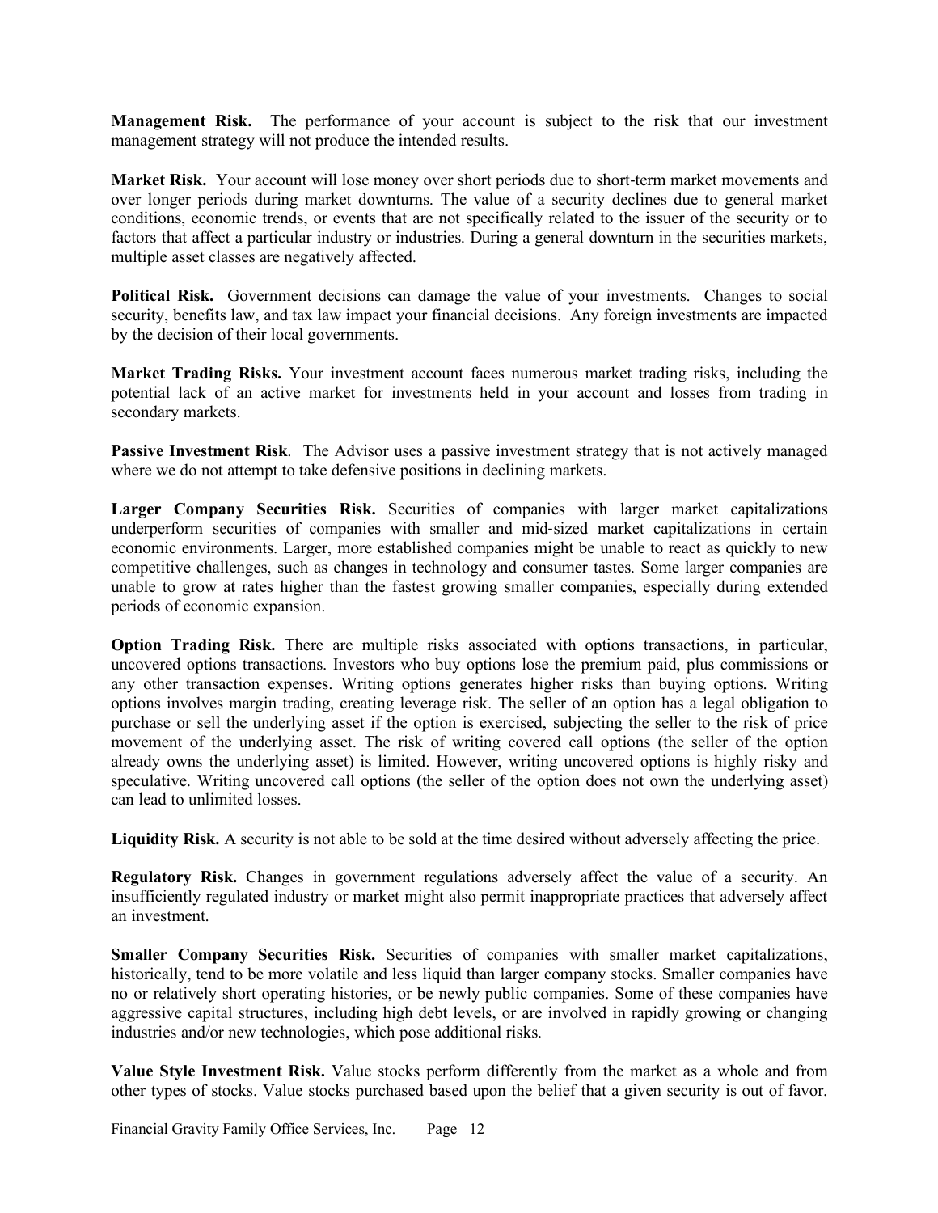**Management Risk.** The performance of your account is subject to the risk that our investment management strategy will not produce the intended results.

**Market Risk.** Your account will lose money over short periods due to short-term market movements and over longer periods during market downturns. The value of a security declines due to general market conditions, economic trends, or events that are not specifically related to the issuer of the security or to factors that affect a particular industry or industries. During a general downturn in the securities markets, multiple asset classes are negatively affected.

**Political Risk.** Government decisions can damage the value of your investments. Changes to social security, benefits law, and tax law impact your financial decisions. Any foreign investments are impacted by the decision of their local governments.

**Market Trading Risks.** Your investment account faces numerous market trading risks, including the potential lack of an active market for investments held in your account and losses from trading in secondary markets.

**Passive Investment Risk**. The Advisor uses a passive investment strategy that is not actively managed where we do not attempt to take defensive positions in declining markets.

**Larger Company Securities Risk.** Securities of companies with larger market capitalizations underperform securities of companies with smaller and mid-sized market capitalizations in certain economic environments. Larger, more established companies might be unable to react as quickly to new competitive challenges, such as changes in technology and consumer tastes. Some larger companies are unable to grow at rates higher than the fastest growing smaller companies, especially during extended periods of economic expansion.

**Option Trading Risk.** There are multiple risks associated with options transactions, in particular, uncovered options transactions. Investors who buy options lose the premium paid, plus commissions or any other transaction expenses. Writing options generates higher risks than buying options. Writing options involves margin trading, creating leverage risk. The seller of an option has a legal obligation to purchase or sell the underlying asset if the option is exercised, subjecting the seller to the risk of price movement of the underlying asset. The risk of writing covered call options (the seller of the option already owns the underlying asset) is limited. However, writing uncovered options is highly risky and speculative. Writing uncovered call options (the seller of the option does not own the underlying asset) can lead to unlimited losses.

**Liquidity Risk.** A security is not able to be sold at the time desired without adversely affecting the price.

**Regulatory Risk.** Changes in government regulations adversely affect the value of a security. An insufficiently regulated industry or market might also permit inappropriate practices that adversely affect an investment.

**Smaller Company Securities Risk.** Securities of companies with smaller market capitalizations, historically, tend to be more volatile and less liquid than larger company stocks. Smaller companies have no or relatively short operating histories, or be newly public companies. Some of these companies have aggressive capital structures, including high debt levels, or are involved in rapidly growing or changing industries and/or new technologies, which pose additional risks.

**Value Style Investment Risk.** Value stocks perform differently from the market as a whole and from other types of stocks. Value stocks purchased based upon the belief that a given security is out of favor.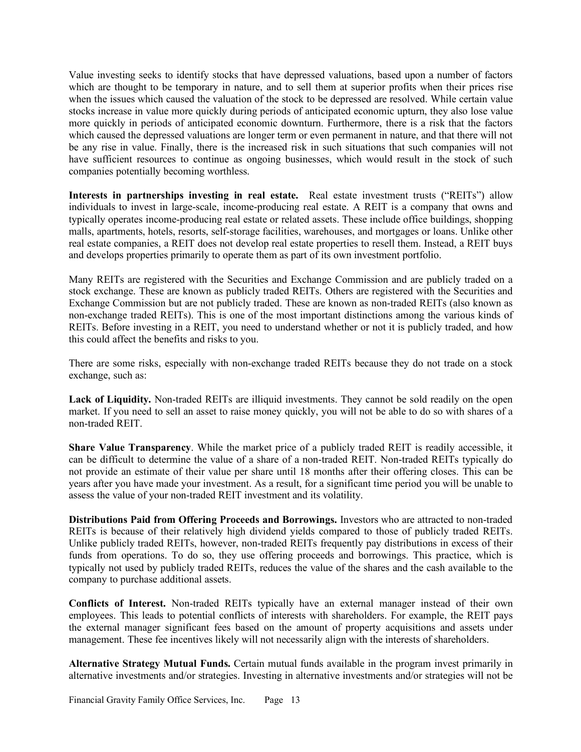Value investing seeks to identify stocks that have depressed valuations, based upon a number of factors which are thought to be temporary in nature, and to sell them at superior profits when their prices rise when the issues which caused the valuation of the stock to be depressed are resolved. While certain value stocks increase in value more quickly during periods of anticipated economic upturn, they also lose value more quickly in periods of anticipated economic downturn. Furthermore, there is a risk that the factors which caused the depressed valuations are longer term or even permanent in nature, and that there will not be any rise in value. Finally, there is the increased risk in such situations that such companies will not have sufficient resources to continue as ongoing businesses, which would result in the stock of such companies potentially becoming worthless.

**Interests in partnerships investing in real estate.** Real estate investment trusts ("REITs") allow individuals to invest in large-scale, income-producing real estate. A REIT is a company that owns and typically operates income-producing real estate or related assets. These include office buildings, shopping malls, apartments, hotels, resorts, self-storage facilities, warehouses, and mortgages or loans. Unlike other real estate companies, a REIT does not develop real estate properties to resell them. Instead, a REIT buys and develops properties primarily to operate them as part of its own investment portfolio.

Many REITs are registered with the Securities and Exchange Commission and are publicly traded on a stock exchange. These are known as publicly traded REITs. Others are registered with the Securities and Exchange Commission but are not publicly traded. These are known as non-traded REITs (also known as non-exchange traded REITs). This is one of the most important distinctions among the various kinds of REITs. Before investing in a REIT, you need to understand whether or not it is publicly traded, and how this could affect the benefits and risks to you.

There are some risks, especially with non-exchange traded REITs because they do not trade on a stock exchange, such as:

**Lack of Liquidity.** Non-traded REITs are illiquid investments. They cannot be sold readily on the open market. If you need to sell an asset to raise money quickly, you will not be able to do so with shares of a non-traded REIT.

**Share Value Transparency**. While the market price of a publicly traded REIT is readily accessible, it can be difficult to determine the value of a share of a non-traded REIT. Non-traded REITs typically do not provide an estimate of their value per share until 18 months after their offering closes. This can be years after you have made your investment. As a result, for a significant time period you will be unable to assess the value of your non-traded REIT investment and its volatility.

**Distributions Paid from Offering Proceeds and Borrowings.** Investors who are attracted to non-traded REITs is because of their relatively high dividend yields compared to those of publicly traded REITs. Unlike publicly traded REITs, however, non-traded REITs frequently pay distributions in excess of their funds from operations. To do so, they use offering proceeds and borrowings. This practice, which is typically not used by publicly traded REITs, reduces the value of the shares and the cash available to the company to purchase additional assets.

**Conflicts of Interest.** Non-traded REITs typically have an external manager instead of their own employees. This leads to potential conflicts of interests with shareholders. For example, the REIT pays the external manager significant fees based on the amount of property acquisitions and assets under management. These fee incentives likely will not necessarily align with the interests of shareholders.

**Alternative Strategy Mutual Funds.** Certain mutual funds available in the program invest primarily in alternative investments and/or strategies. Investing in alternative investments and/or strategies will not be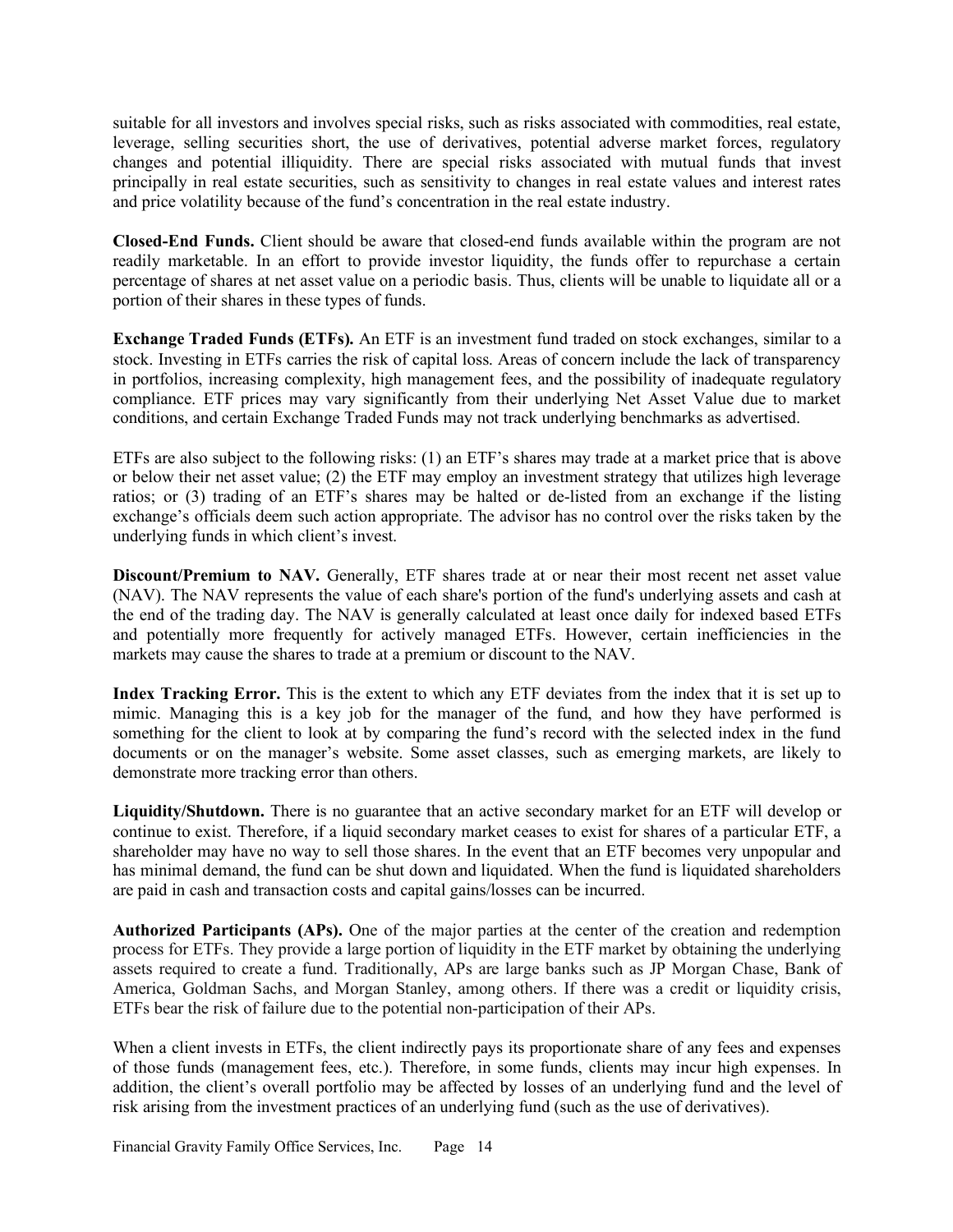suitable for all investors and involves special risks, such as risks associated with commodities, real estate, leverage, selling securities short, the use of derivatives, potential adverse market forces, regulatory changes and potential illiquidity. There are special risks associated with mutual funds that invest principally in real estate securities, such as sensitivity to changes in real estate values and interest rates and price volatility because of the fund's concentration in the real estate industry.

**Closed-End Funds.** Client should be aware that closed-end funds available within the program are not readily marketable. In an effort to provide investor liquidity, the funds offer to repurchase a certain percentage of shares at net asset value on a periodic basis. Thus, clients will be unable to liquidate all or a portion of their shares in these types of funds.

**Exchange Traded Funds (ETFs).** An ETF is an investment fund traded on stock exchanges, similar to a stock. Investing in ETFs carries the risk of capital loss. Areas of concern include the lack of transparency in portfolios, increasing complexity, high management fees, and the possibility of inadequate regulatory compliance. ETF prices may vary significantly from their underlying Net Asset Value due to market conditions, and certain Exchange Traded Funds may not track underlying benchmarks as advertised.

ETFs are also subject to the following risks: (1) an ETF's shares may trade at a market price that is above or below their net asset value; (2) the ETF may employ an investment strategy that utilizes high leverage ratios; or (3) trading of an ETF's shares may be halted or de-listed from an exchange if the listing exchange's officials deem such action appropriate. The advisor has no control over the risks taken by the underlying funds in which client's invest.

**Discount/Premium to NAV.** Generally, ETF shares trade at or near their most recent net asset value (NAV). The NAV represents the value of each share's portion of the fund's underlying assets and cash at the end of the trading day. The NAV is generally calculated at least once daily for indexed based ETFs and potentially more frequently for actively managed ETFs. However, certain inefficiencies in the markets may cause the shares to trade at a premium or discount to the NAV.

**Index Tracking Error.** This is the extent to which any ETF deviates from the index that it is set up to mimic. Managing this is a key job for the manager of the fund, and how they have performed is something for the client to look at by comparing the fund's record with the selected index in the fund documents or on the manager's website. Some asset classes, such as emerging markets, are likely to demonstrate more tracking error than others.

**Liquidity/Shutdown.** There is no guarantee that an active secondary market for an ETF will develop or continue to exist. Therefore, if a liquid secondary market ceases to exist for shares of a particular ETF, a shareholder may have no way to sell those shares. In the event that an ETF becomes very unpopular and has minimal demand, the fund can be shut down and liquidated. When the fund is liquidated shareholders are paid in cash and transaction costs and capital gains/losses can be incurred.

**Authorized Participants (APs).** One of the major parties at the center of the creation and redemption process for ETFs. They provide a large portion of liquidity in the ETF market by obtaining the underlying assets required to create a fund. Traditionally, APs are large banks such as JP Morgan Chase, Bank of America, Goldman Sachs, and Morgan Stanley, among others. If there was a credit or liquidity crisis, ETFs bear the risk of failure due to the potential non-participation of their APs.

When a client invests in ETFs, the client indirectly pays its proportionate share of any fees and expenses of those funds (management fees, etc.). Therefore, in some funds, clients may incur high expenses. In addition, the client's overall portfolio may be affected by losses of an underlying fund and the level of risk arising from the investment practices of an underlying fund (such as the use of derivatives).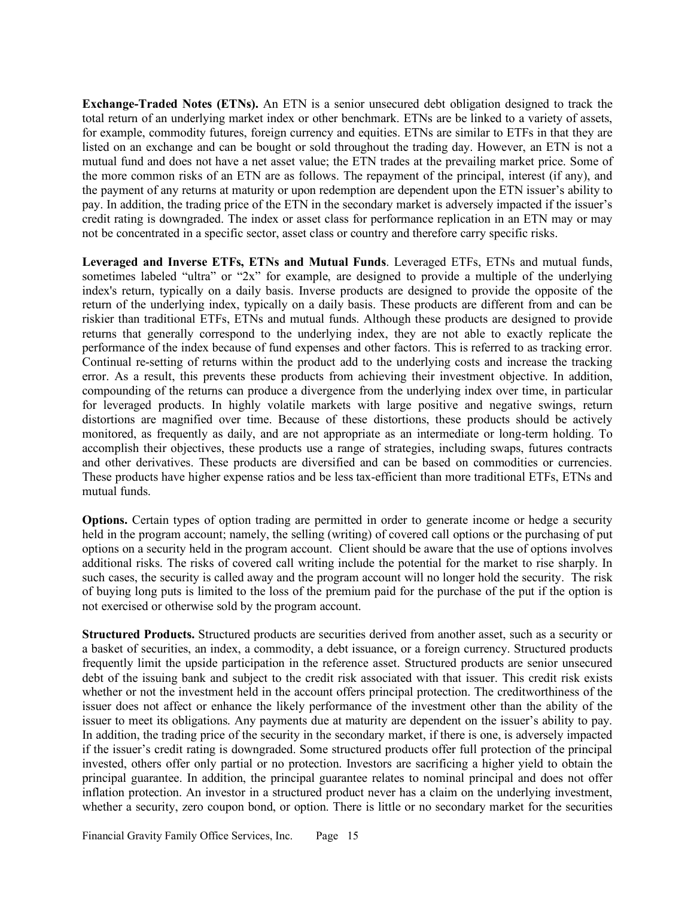**Exchange-Traded Notes (ETNs).** An ETN is a senior unsecured debt obligation designed to track the total return of an underlying market index or other benchmark. ETNs are be linked to a variety of assets, for example, commodity futures, foreign currency and equities. ETNs are similar to ETFs in that they are listed on an exchange and can be bought or sold throughout the trading day. However, an ETN is not a mutual fund and does not have a net asset value; the ETN trades at the prevailing market price. Some of the more common risks of an ETN are as follows. The repayment of the principal, interest (if any), and the payment of any returns at maturity or upon redemption are dependent upon the ETN issuer's ability to pay. In addition, the trading price of the ETN in the secondary market is adversely impacted if the issuer's credit rating is downgraded. The index or asset class for performance replication in an ETN may or may not be concentrated in a specific sector, asset class or country and therefore carry specific risks.

**Leveraged and Inverse ETFs, ETNs and Mutual Funds**. Leveraged ETFs, ETNs and mutual funds, sometimes labeled "ultra" or "2x" for example, are designed to provide a multiple of the underlying index's return, typically on a daily basis. Inverse products are designed to provide the opposite of the return of the underlying index, typically on a daily basis. These products are different from and can be riskier than traditional ETFs, ETNs and mutual funds. Although these products are designed to provide returns that generally correspond to the underlying index, they are not able to exactly replicate the performance of the index because of fund expenses and other factors. This is referred to as tracking error. Continual re-setting of returns within the product add to the underlying costs and increase the tracking error. As a result, this prevents these products from achieving their investment objective. In addition, compounding of the returns can produce a divergence from the underlying index over time, in particular for leveraged products. In highly volatile markets with large positive and negative swings, return distortions are magnified over time. Because of these distortions, these products should be actively monitored, as frequently as daily, and are not appropriate as an intermediate or long-term holding. To accomplish their objectives, these products use a range of strategies, including swaps, futures contracts and other derivatives. These products are diversified and can be based on commodities or currencies. These products have higher expense ratios and be less tax-efficient than more traditional ETFs, ETNs and mutual funds.

**Options.** Certain types of option trading are permitted in order to generate income or hedge a security held in the program account; namely, the selling (writing) of covered call options or the purchasing of put options on a security held in the program account. Client should be aware that the use of options involves additional risks. The risks of covered call writing include the potential for the market to rise sharply. In such cases, the security is called away and the program account will no longer hold the security. The risk of buying long puts is limited to the loss of the premium paid for the purchase of the put if the option is not exercised or otherwise sold by the program account.

**Structured Products.** Structured products are securities derived from another asset, such as a security or a basket of securities, an index, a commodity, a debt issuance, or a foreign currency. Structured products frequently limit the upside participation in the reference asset. Structured products are senior unsecured debt of the issuing bank and subject to the credit risk associated with that issuer. This credit risk exists whether or not the investment held in the account offers principal protection. The creditworthiness of the issuer does not affect or enhance the likely performance of the investment other than the ability of the issuer to meet its obligations. Any payments due at maturity are dependent on the issuer's ability to pay. In addition, the trading price of the security in the secondary market, if there is one, is adversely impacted if the issuer's credit rating is downgraded. Some structured products offer full protection of the principal invested, others offer only partial or no protection. Investors are sacrificing a higher yield to obtain the principal guarantee. In addition, the principal guarantee relates to nominal principal and does not offer inflation protection. An investor in a structured product never has a claim on the underlying investment, whether a security, zero coupon bond, or option. There is little or no secondary market for the securities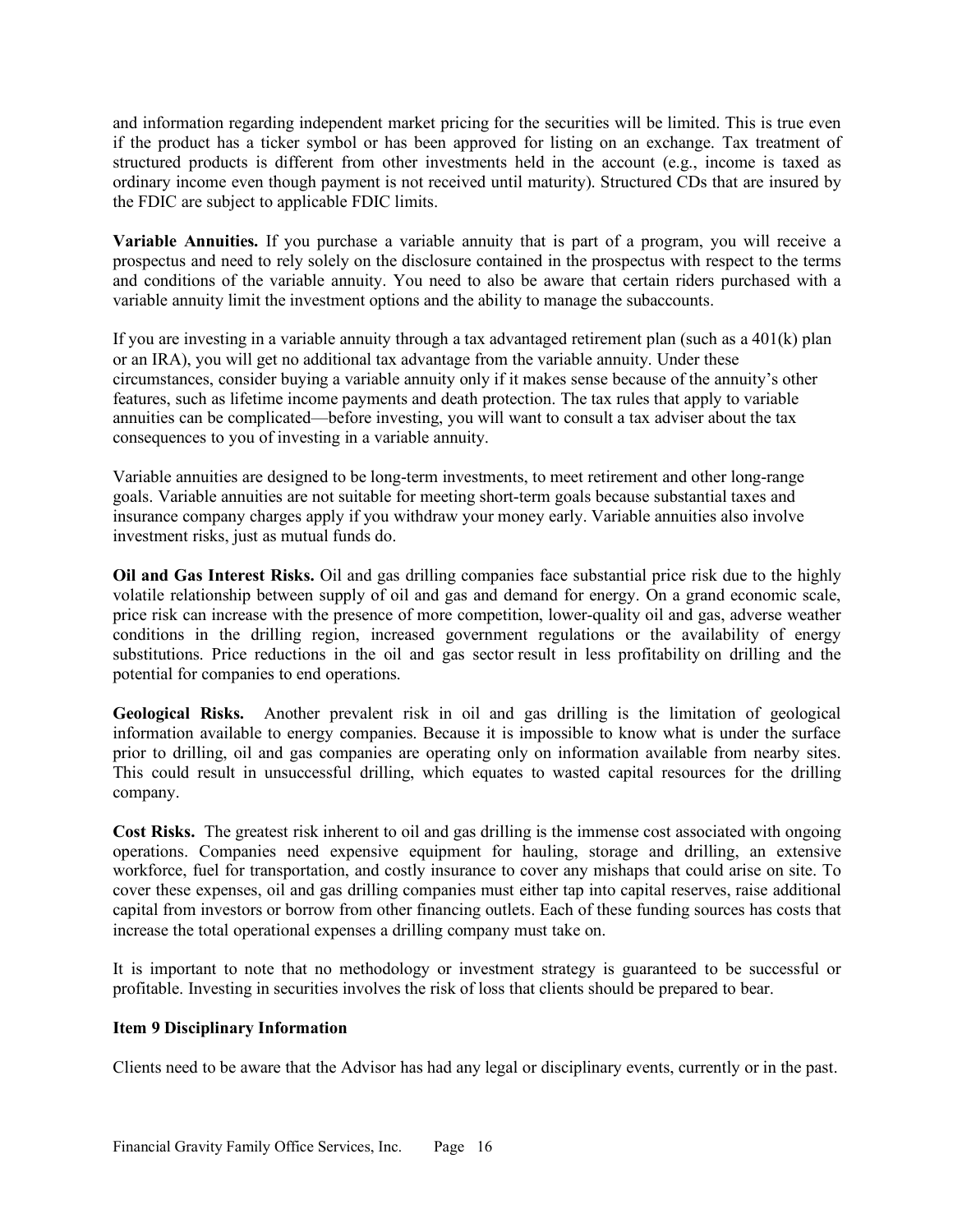and information regarding independent market pricing for the securities will be limited. This is true even if the product has a ticker symbol or has been approved for listing on an exchange. Tax treatment of structured products is different from other investments held in the account (e.g., income is taxed as ordinary income even though payment is not received until maturity). Structured CDs that are insured by the FDIC are subject to applicable FDIC limits.

**Variable Annuities.** If you purchase a variable annuity that is part of a program, you will receive a prospectus and need to rely solely on the disclosure contained in the prospectus with respect to the terms and conditions of the variable annuity. You need to also be aware that certain riders purchased with a variable annuity limit the investment options and the ability to manage the subaccounts.

If you are investing in a variable annuity through a tax advantaged retirement plan (such as a 401(k) plan or an IRA), you will get no additional tax advantage from the variable annuity. Under these circumstances, consider buying a variable annuity only if it makes sense because of the annuity's other features, such as lifetime income payments and death protection. The tax rules that apply to variable annuities can be complicated—before investing, you will want to consult a tax adviser about the tax consequences to you of investing in a variable annuity.

Variable annuities are designed to be long-term investments, to meet retirement and other long-range goals. Variable annuities are not suitable for meeting short-term goals because substantial taxes and insurance company charges apply if you withdraw your money early. Variable annuities also involve investment risks, just as mutual funds do.

**Oil and Gas Interest Risks.** Oil and gas drilling companies face substantial price risk due to the highly volatile relationship between supply of oil and gas and demand for energy. On a grand economic scale, price risk can increase with the presence of more competition, lower-quality oil and gas, adverse weather conditions in the drilling region, increased government regulations or the availability of energy substitutions. Price reductions in the oil and gas sector result in less profitability on drilling and the potential for companies to end operations.

**Geological Risks.** Another prevalent risk in oil and gas drilling is the limitation of geological information available to energy companies. Because it is impossible to know what is under the surface prior to drilling, oil and gas companies are operating only on information available from nearby sites. This could result in unsuccessful drilling, which equates to wasted capital resources for the drilling company.

**Cost Risks.** The greatest risk inherent to oil and gas drilling is the immense cost associated with ongoing operations. Companies need expensive equipment for hauling, storage and drilling, an extensive workforce, fuel for transportation, and costly insurance to cover any mishaps that could arise on site. To cover these expenses, oil and gas drilling companies must either tap into capital reserves, raise additional capital from investors or borrow from other financing outlets. Each of these funding sources has costs that increase the total operational expenses a drilling company must take on.

It is important to note that no methodology or investment strategy is guaranteed to be successful or profitable. Investing in securities involves the risk of loss that clients should be prepared to bear.

## Item 9 Disciplinary Information

Clients need to be aware that the Advisor has had any legal or disciplinary events, currently or in the past.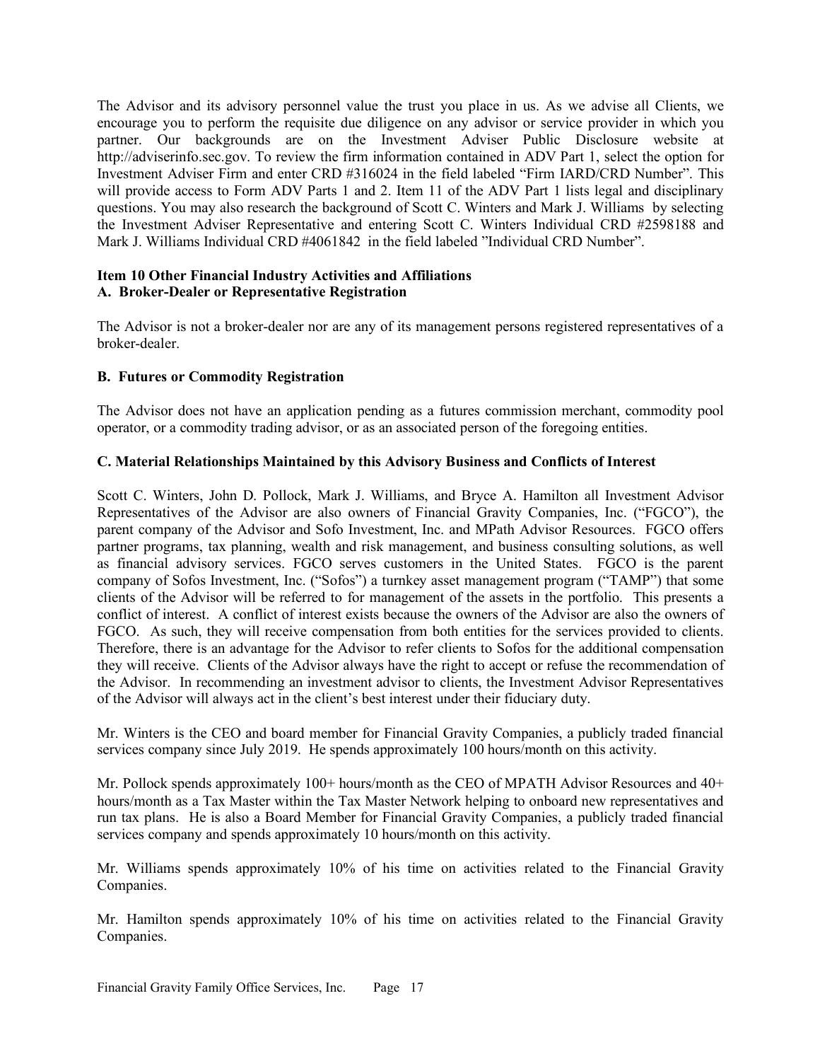The Advisor and its advisory personnel value the trust you place in us. As we advise all Clients, we encourage you to perform the requisite due diligence on any advisor or service provider in which you partner. Our backgrounds are on the Investment Adviser Public Disclosure website at http://adviserinfo.sec.gov. To review the firm information contained in ADV Part 1, select the option for Investment Adviser Firm and enter CRD #316024 in the field labeled "Firm IARD/CRD Number". This will provide access to Form ADV Parts 1 and 2. Item 11 of the ADV Part 1 lists legal and disciplinary questions. You may also research the background of Scott C. Winters and Mark J. Williams by selecting the Investment Adviser Representative and entering Scott C. Winters Individual CRD #2598188 and Mark J. Williams Individual CRD #4061842 in the field labeled "Individual CRD Number".

## Item 10 Other Financial Industry Activities and Affiliations

### A. Broker-Dealer or Representative Registration

The Advisor is not a broker-dealer nor are any of its management persons registered representatives of a broker-dealer.

### B. Futures or Commodity Registration

The Advisor does not have an application pending as a futures commission merchant, commodity pool operator, or a commodity trading advisor, or as an associated person of the foregoing entities.

### C. Material Relationships Maintained by this Advisory Business and Conflicts of Interest

Scott C. Winters, John D. Pollock, Mark J. Williams, and Bryce A. Hamilton all Investment Advisor Representatives of the Advisor are also owners of Financial Gravity Companies, Inc. ("FGCO"), the parent company of the Advisor and Sofo Investment, Inc. and MPath Advisor Resources. FGCO offers partner programs, tax planning, wealth and risk management, and business consulting solutions, as well as financial advisory services. FGCO serves customers in the United States. FGCO is the parent company of Sofos Investment, Inc. ("Sofos") a turnkey asset management program ("TAMP") that some clients of the Advisor will be referred to for management of the assets in the portfolio. This presents a conflict of interest. A conflict of interest exists because the owners of the Advisor are also the owners of FGCO. As such, they will receive compensation from both entities for the services provided to clients. Therefore, there is an advantage for the Advisor to refer clients to Sofos for the additional compensation they will receive. Clients of the Advisor always have the right to accept or refuse the recommendation of the Advisor. In recommending an investment advisor to clients, the Investment Advisor Representatives of the Advisor will always act in the client's best interest under their fiduciary duty.

Mr. Winters is the CEO and board member for Financial Gravity Companies, a publicly traded financial services company since July 2019. He spends approximately 100 hours/month on this activity.

Mr. Pollock spends approximately 100+ hours/month as the CEO of MPATH Advisor Resources and 40+ hours/month as a Tax Master within the Tax Master Network helping to onboard new representatives and run tax plans. He is also a Board Member for Financial Gravity Companies, a publicly traded financial services company and spends approximately 10 hours/month on this activity.

Mr. Williams spends approximately 10% of his time on activities related to the Financial Gravity Companies.

Mr. Hamilton spends approximately 10% of his time on activities related to the Financial Gravity Companies.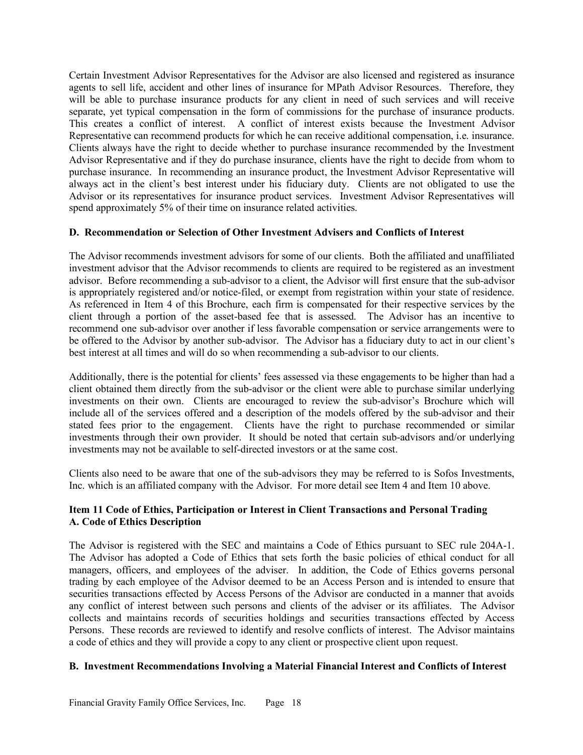Certain Investment Advisor Representatives for the Advisor are also licensed and registered as insurance agents to sell life, accident and other lines of insurance for MPath Advisor Resources. Therefore, they will be able to purchase insurance products for any client in need of such services and will receive separate, yet typical compensation in the form of commissions for the purchase of insurance products. This creates a conflict of interest. A conflict of interest exists because the Investment Advisor Representative can recommend products for which he can receive additional compensation, i.e. insurance. Clients always have the right to decide whether to purchase insurance recommended by the Investment Advisor Representative and if they do purchase insurance, clients have the right to decide from whom to purchase insurance. In recommending an insurance product, the Investment Advisor Representative will always act in the client's best interest under his fiduciary duty. Clients are not obligated to use the Advisor or its representatives for insurance product services. Investment Advisor Representatives will spend approximately 5% of their time on insurance related activities.

**D. Recommendation or Selection of Other Investment Advisers and Conflicts of Interest**

The Advisor recommends investment advisors for some of our clients. Both the affiliated and unaffiliated investment advisor that the Advisor recommends to clients are required to be registered as an investment advisor. Before recommending a sub-advisor to a client, the Advisor will first ensure that the sub-advisor is appropriately registered and/or notice-filed, or exempt from registration within your state of residence. As referenced in Item 4 of this Brochure, each firm is compensated for their respective services by the client through a portion of the asset-based fee that is assessed. The Advisor has an incentive to recommend one sub-advisor over another if less favorable compensation or service arrangements were to be offered to the Advisor by another sub-advisor. The Advisor has a fiduciary duty to act in our client's best interest at all times and will do so when recommending a sub-advisor to our clients.

Additionally, there is the potential for clients' fees assessed via these engagements to be higher than had a client obtained them directly from the sub-advisor or the client were able to purchase similar underlying investments on their own. Clients are encouraged to review the sub-advisor's Brochure which will include all of the services offered and a description of the models offered by the sub-advisor and their stated fees prior to the engagement. Clients have the right to purchase recommended or similar investments through their own provider. It should be noted that certain sub-advisors and/or underlying investments may not be available to self-directed investors or at the same cost.

Clients also need to be aware that one of the sub-advisors they may be referred to is Sofos Investments, Inc. which is an affiliated company with the Advisor. For more detail see Item 4 and Item 10 above.

**Item 11 Code of Ethics, Participation or Interest in Client Transactions and Personal Trading**
**A. Code of Ethics Description**

The Advisor is registered with the SEC and maintains a Code of Ethics pursuant to SEC rule 204A-1. The Advisor has adopted a Code of Ethics that sets forth the basic policies of ethical conduct for all managers, officers, and employees of the adviser. In addition, the Code of Ethics governs personal trading by each employee of the Advisor deemed to be an Access Person and is intended to ensure that securities transactions effected by Access Persons of the Advisor are conducted in a manner that avoids any conflict of interest between such persons and clients of the adviser or its affiliates. The Advisor collects and maintains records of securities holdings and securities transactions effected by Access Persons. These records are reviewed to identify and resolve conflicts of interest. The Advisor maintains a code of ethics and they will provide a copy to any client or prospective client upon request.

**B. Investment Recommendations Involving a Material Financial Interest and Conflicts of Interest**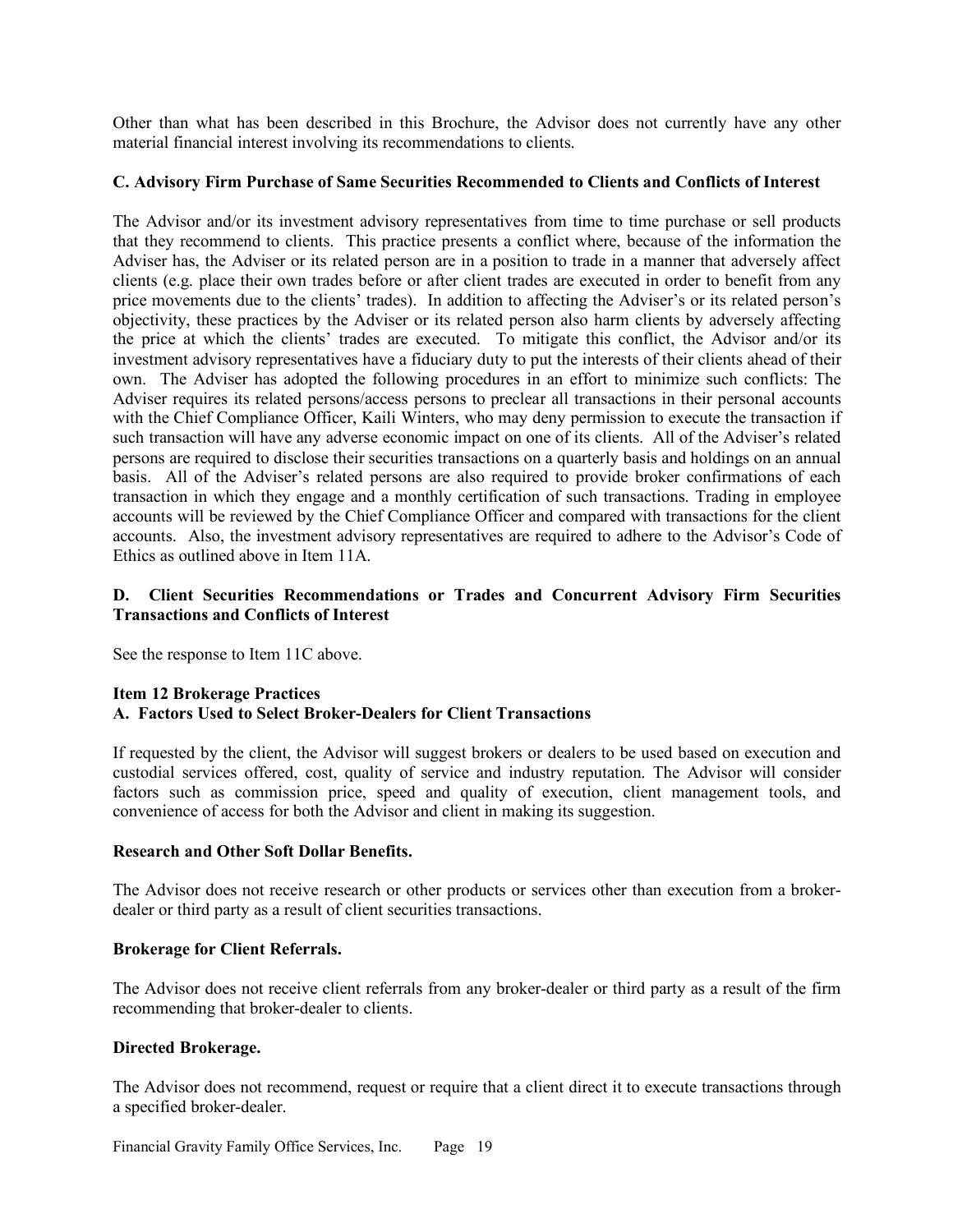Other than what has been described in this Brochure, the Advisor does not currently have any other material financial interest involving its recommendations to clients.

**C. Advisory Firm Purchase of Same Securities Recommended to Clients and Conflicts of Interest**

The Advisor and/or its investment advisory representatives from time to time purchase or sell products that they recommend to clients. This practice presents a conflict where, because of the information the Adviser has, the Adviser or its related person are in a position to trade in a manner that adversely affect clients (e.g. place their own trades before or after client trades are executed in order to benefit from any price movements due to the clients' trades). In addition to affecting the Adviser's or its related person's objectivity, these practices by the Adviser or its related person also harm clients by adversely affecting the price at which the clients' trades are executed. To mitigate this conflict, the Advisor and/or its investment advisory representatives have a fiduciary duty to put the interests of their clients ahead of their own. The Adviser has adopted the following procedures in an effort to minimize such conflicts: The Adviser requires its related persons/access persons to preclear all transactions in their personal accounts with the Chief Compliance Officer, Kaili Winters, who may deny permission to execute the transaction if such transaction will have any adverse economic impact on one of its clients. All of the Adviser's related persons are required to disclose their securities transactions on a quarterly basis and holdings on an annual basis. All of the Adviser's related persons are also required to provide broker confirmations of each transaction in which they engage and a monthly certification of such transactions. Trading in employee accounts will be reviewed by the Chief Compliance Officer and compared with transactions for the client accounts. Also, the investment advisory representatives are required to adhere to the Advisor's Code of Ethics as outlined above in Item 11A.

**D. Client Securities Recommendations or Trades and Concurrent Advisory Firm Securities Transactions and Conflicts of Interest**

See the response to Item 11C above.

**Item 12 Brokerage Practices**
**A. Factors Used to Select Broker-Dealers for Client Transactions**

If requested by the client, the Advisor will suggest brokers or dealers to be used based on execution and custodial services offered, cost, quality of service and industry reputation. The Advisor will consider factors such as commission price, speed and quality of execution, client management tools, and convenience of access for both the Advisor and client in making its suggestion.

**Research and Other Soft Dollar Benefits.**

The Advisor does not receive research or other products or services other than execution from a broker-dealer or third party as a result of client securities transactions.

**Brokerage for Client Referrals.**

The Advisor does not receive client referrals from any broker-dealer or third party as a result of the firm recommending that broker-dealer to clients.

**Directed Brokerage.**

The Advisor does not recommend, request or require that a client direct it to execute transactions through a specified broker-dealer.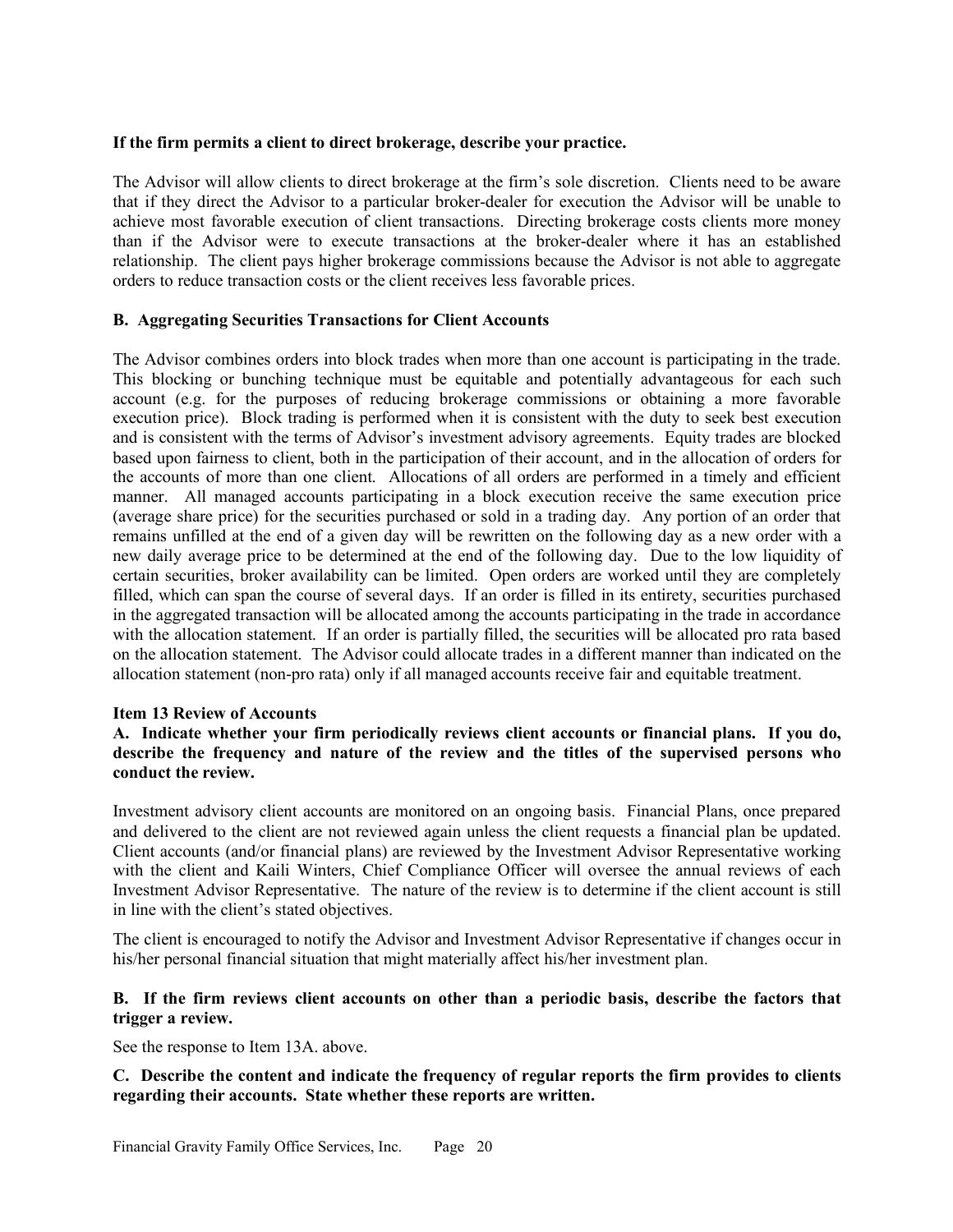**If the firm permits a client to direct brokerage, describe your practice.**

The Advisor will allow clients to direct brokerage at the firm's sole discretion. Clients need to be aware that if they direct the Advisor to a particular broker-dealer for execution the Advisor will be unable to achieve most favorable execution of client transactions. Directing brokerage costs clients more money than if the Advisor were to execute transactions at the broker-dealer where it has an established relationship. The client pays higher brokerage commissions because the Advisor is not able to aggregate orders to reduce transaction costs or the client receives less favorable prices.

**B. Aggregating Securities Transactions for Client Accounts**

The Advisor combines orders into block trades when more than one account is participating in the trade. This blocking or bunching technique must be equitable and potentially advantageous for each such account (e.g. for the purposes of reducing brokerage commissions or obtaining a more favorable execution price). Block trading is performed when it is consistent with the duty to seek best execution and is consistent with the terms of Advisor's investment advisory agreements. Equity trades are blocked based upon fairness to client, both in the participation of their account, and in the allocation of orders for the accounts of more than one client. Allocations of all orders are performed in a timely and efficient manner. All managed accounts participating in a block execution receive the same execution price (average share price) for the securities purchased or sold in a trading day. Any portion of an order that remains unfilled at the end of a given day will be rewritten on the following day as a new order with a new daily average price to be determined at the end of the following day. Due to the low liquidity of certain securities, broker availability can be limited. Open orders are worked until they are completely filled, which can span the course of several days. If an order is filled in its entirety, securities purchased in the aggregated transaction will be allocated among the accounts participating in the trade in accordance with the allocation statement. If an order is partially filled, the securities will be allocated pro rata based on the allocation statement. The Advisor could allocate trades in a different manner than indicated on the allocation statement (non-pro rata) only if all managed accounts receive fair and equitable treatment.

## Item 13 Review of Accounts

**A. Indicate whether your firm periodically reviews client accounts or financial plans. If you do, describe the frequency and nature of the review and the titles of the supervised persons who conduct the review.**

Investment advisory client accounts are monitored on an ongoing basis. Financial Plans, once prepared and delivered to the client are not reviewed again unless the client requests a financial plan be updated. Client accounts (and/or financial plans) are reviewed by the Investment Advisor Representative working with the client and Kaili Winters, Chief Compliance Officer will oversee the annual reviews of each Investment Advisor Representative. The nature of the review is to determine if the client account is still in line with the client's stated objectives.

The client is encouraged to notify the Advisor and Investment Advisor Representative if changes occur in his/her personal financial situation that might materially affect his/her investment plan.

**B. If the firm reviews client accounts on other than a periodic basis, describe the factors that trigger a review.**

See the response to Item 13A. above.

**C. Describe the content and indicate the frequency of regular reports the firm provides to clients regarding their accounts. State whether these reports are written.**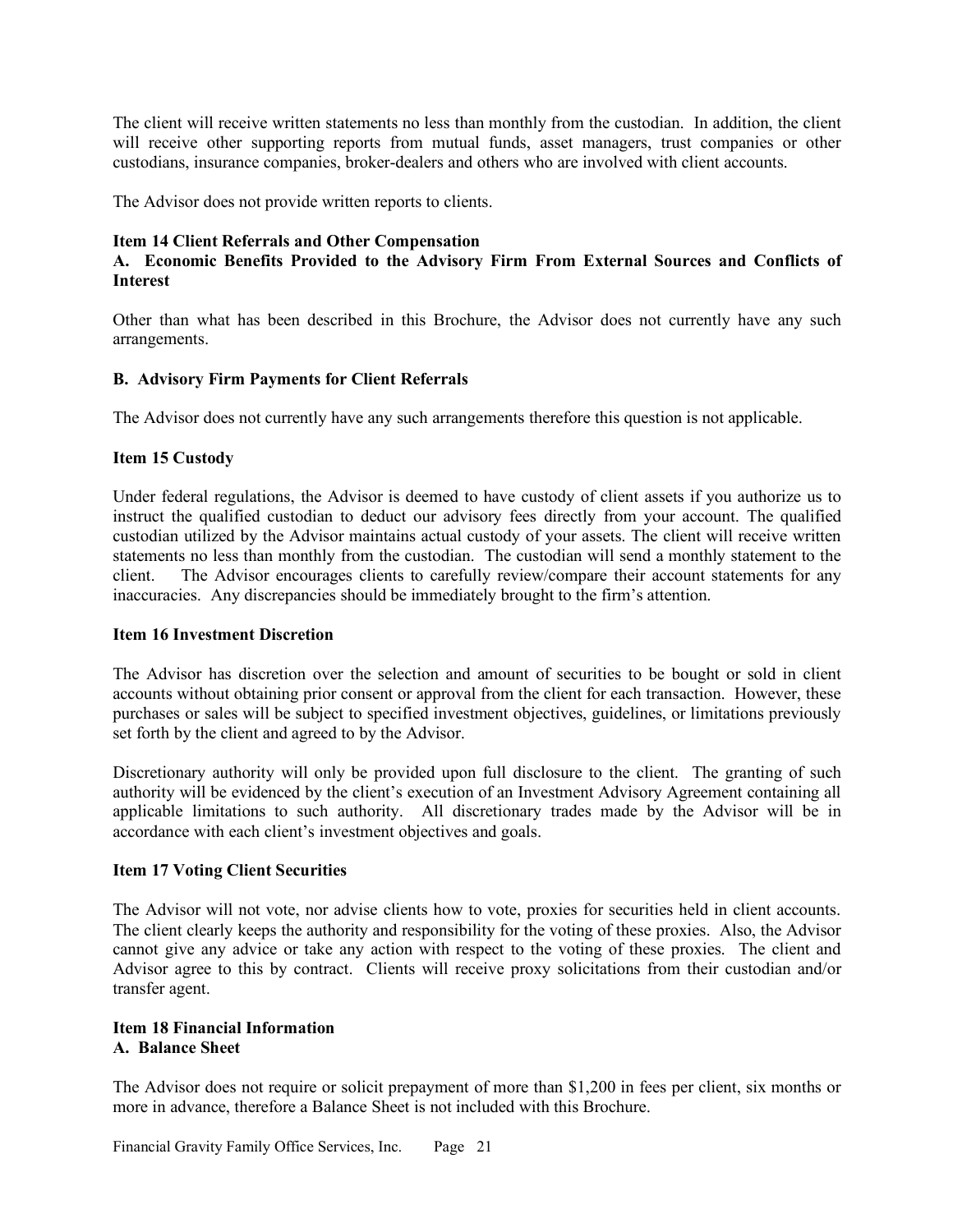The client will receive written statements no less than monthly from the custodian. In addition, the client will receive other supporting reports from mutual funds, asset managers, trust companies or other custodians, insurance companies, broker-dealers and others who are involved with client accounts.

The Advisor does not provide written reports to clients.

## Item 14 Client Referrals and Other Compensation

### A. Economic Benefits Provided to the Advisory Firm From External Sources and Conflicts of Interest

Other than what has been described in this Brochure, the Advisor does not currently have any such arrangements.

### B. Advisory Firm Payments for Client Referrals

The Advisor does not currently have any such arrangements therefore this question is not applicable.

## Item 15 Custody

Under federal regulations, the Advisor is deemed to have custody of client assets if you authorize us to instruct the qualified custodian to deduct our advisory fees directly from your account. The qualified custodian utilized by the Advisor maintains actual custody of your assets. The client will receive written statements no less than monthly from the custodian. The custodian will send a monthly statement to the client. The Advisor encourages clients to carefully review/compare their account statements for any inaccuracies. Any discrepancies should be immediately brought to the firm's attention.

## Item 16 Investment Discretion

The Advisor has discretion over the selection and amount of securities to be bought or sold in client accounts without obtaining prior consent or approval from the client for each transaction. However, these purchases or sales will be subject to specified investment objectives, guidelines, or limitations previously set forth by the client and agreed to by the Advisor.

Discretionary authority will only be provided upon full disclosure to the client. The granting of such authority will be evidenced by the client's execution of an Investment Advisory Agreement containing all applicable limitations to such authority. All discretionary trades made by the Advisor will be in accordance with each client's investment objectives and goals.

## Item 17 Voting Client Securities

The Advisor will not vote, nor advise clients how to vote, proxies for securities held in client accounts. The client clearly keeps the authority and responsibility for the voting of these proxies. Also, the Advisor cannot give any advice or take any action with respect to the voting of these proxies. The client and Advisor agree to this by contract. Clients will receive proxy solicitations from their custodian and/or transfer agent.

## Item 18 Financial Information

### A. Balance Sheet

The Advisor does not require or solicit prepayment of more than $1,200 in fees per client, six months or more in advance, therefore a Balance Sheet is not included with this Brochure.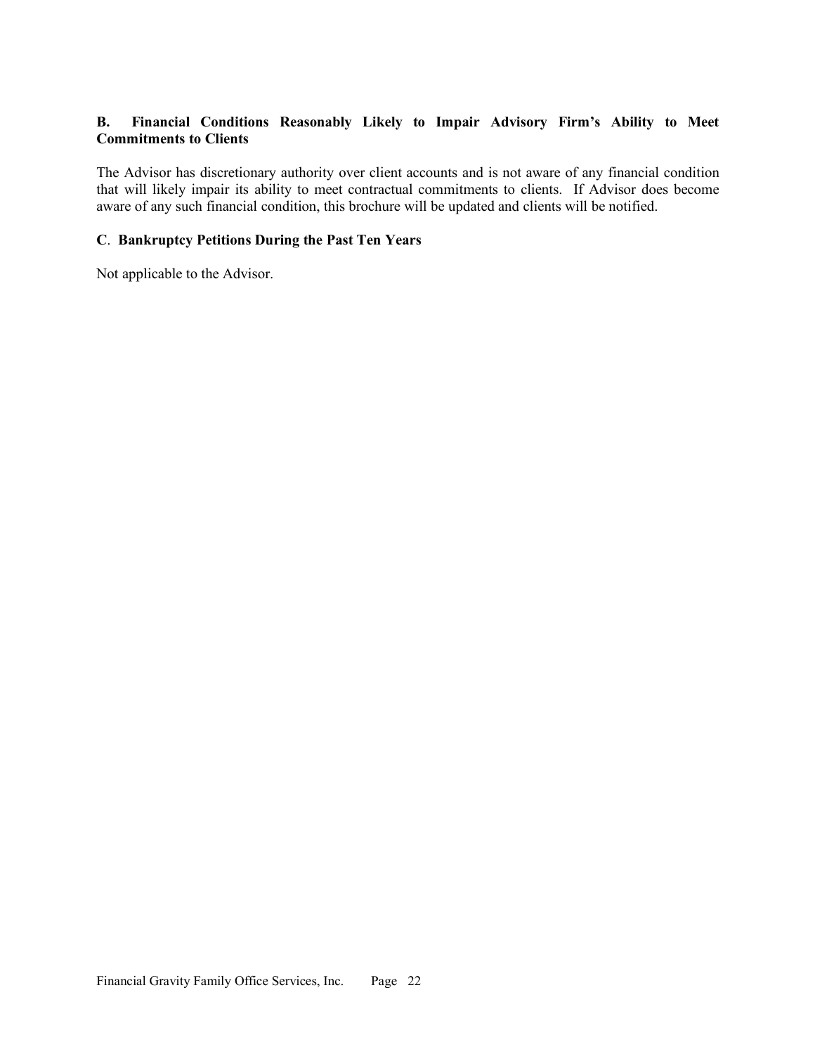### B. Financial Conditions Reasonably Likely to Impair Advisory Firm's Ability to Meet Commitments to Clients

The Advisor has discretionary authority over client accounts and is not aware of any financial condition that will likely impair its ability to meet contractual commitments to clients. If Advisor does become aware of any such financial condition, this brochure will be updated and clients will be notified.

### C. Bankruptcy Petitions During the Past Ten Years

Not applicable to the Advisor.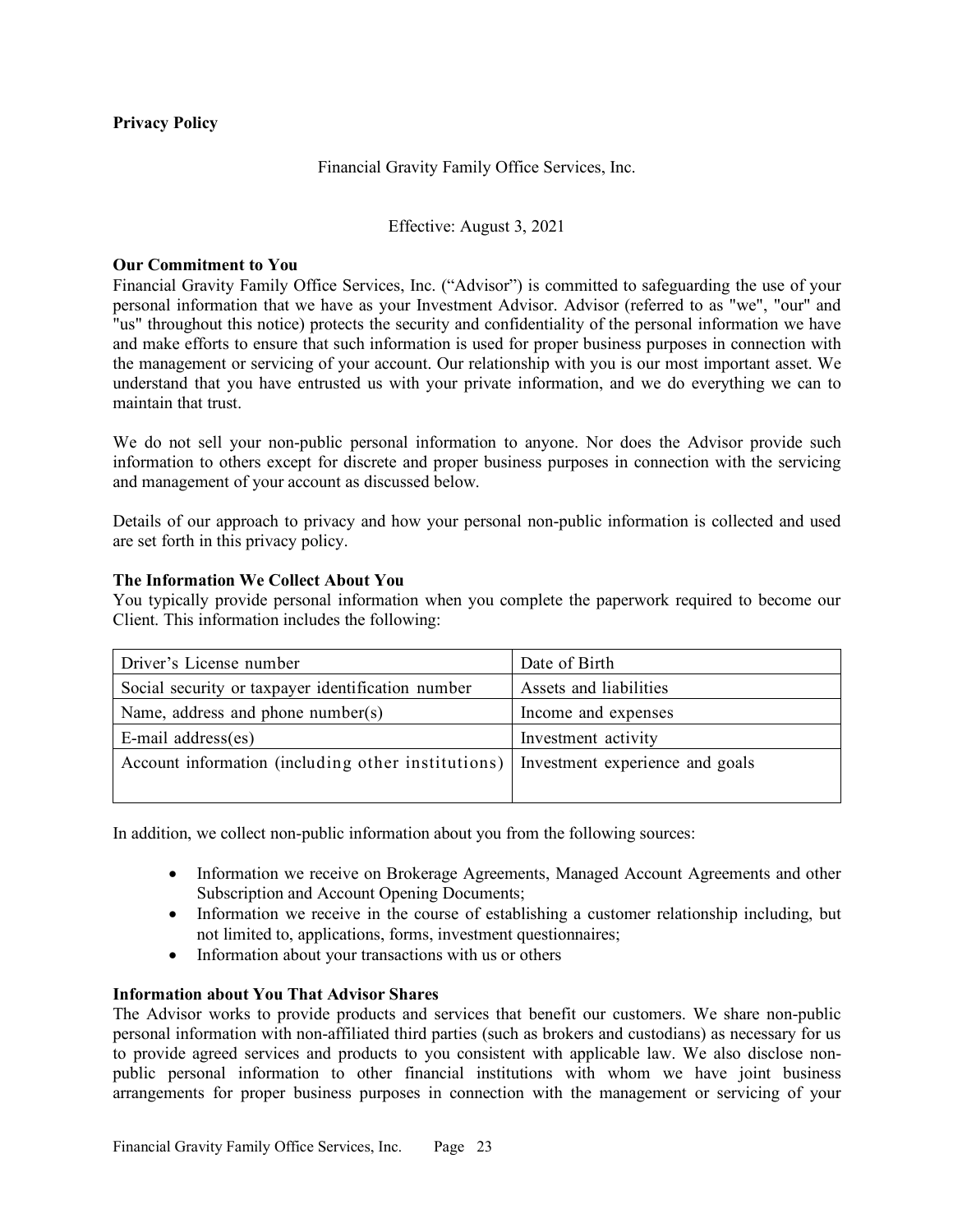**Privacy Policy**

Financial Gravity Family Office Services, Inc.

Effective: August 3, 2021

**Our Commitment to You**

Financial Gravity Family Office Services, Inc. ("Advisor") is committed to safeguarding the use of your personal information that we have as your Investment Advisor. Advisor (referred to as "we", "our" and "us" throughout this notice) protects the security and confidentiality of the personal information we have and make efforts to ensure that such information is used for proper business purposes in connection with the management or servicing of your account. Our relationship with you is our most important asset. We understand that you have entrusted us with your private information, and we do everything we can to maintain that trust.

We do not sell your non-public personal information to anyone. Nor does the Advisor provide such information to others except for discrete and proper business purposes in connection with the servicing and management of your account as discussed below.

Details of our approach to privacy and how your personal non-public information is collected and used are set forth in this privacy policy.

**The Information We Collect About You**

You typically provide personal information when you complete the paperwork required to become our Client. This information includes the following:

| | |
|---|---|
| Driver's License number | Date of Birth |
| Social security or taxpayer identification number | Assets and liabilities |
| Name, address and phone number(s) | Income and expenses |
| E-mail address(es) | Investment activity |
| Account information (including other institutions) | Investment experience and goals |

In addition, we collect non-public information about you from the following sources:

- Information we receive on Brokerage Agreements, Managed Account Agreements and other Subscription and Account Opening Documents;
- Information we receive in the course of establishing a customer relationship including, but not limited to, applications, forms, investment questionnaires;
- Information about your transactions with us or others

**Information about You That Advisor Shares**

The Advisor works to provide products and services that benefit our customers. We share non-public personal information with non-affiliated third parties (such as brokers and custodians) as necessary for us to provide agreed services and products to you consistent with applicable law. We also disclose non-public personal information to other financial institutions with whom we have joint business arrangements for proper business purposes in connection with the management or servicing of your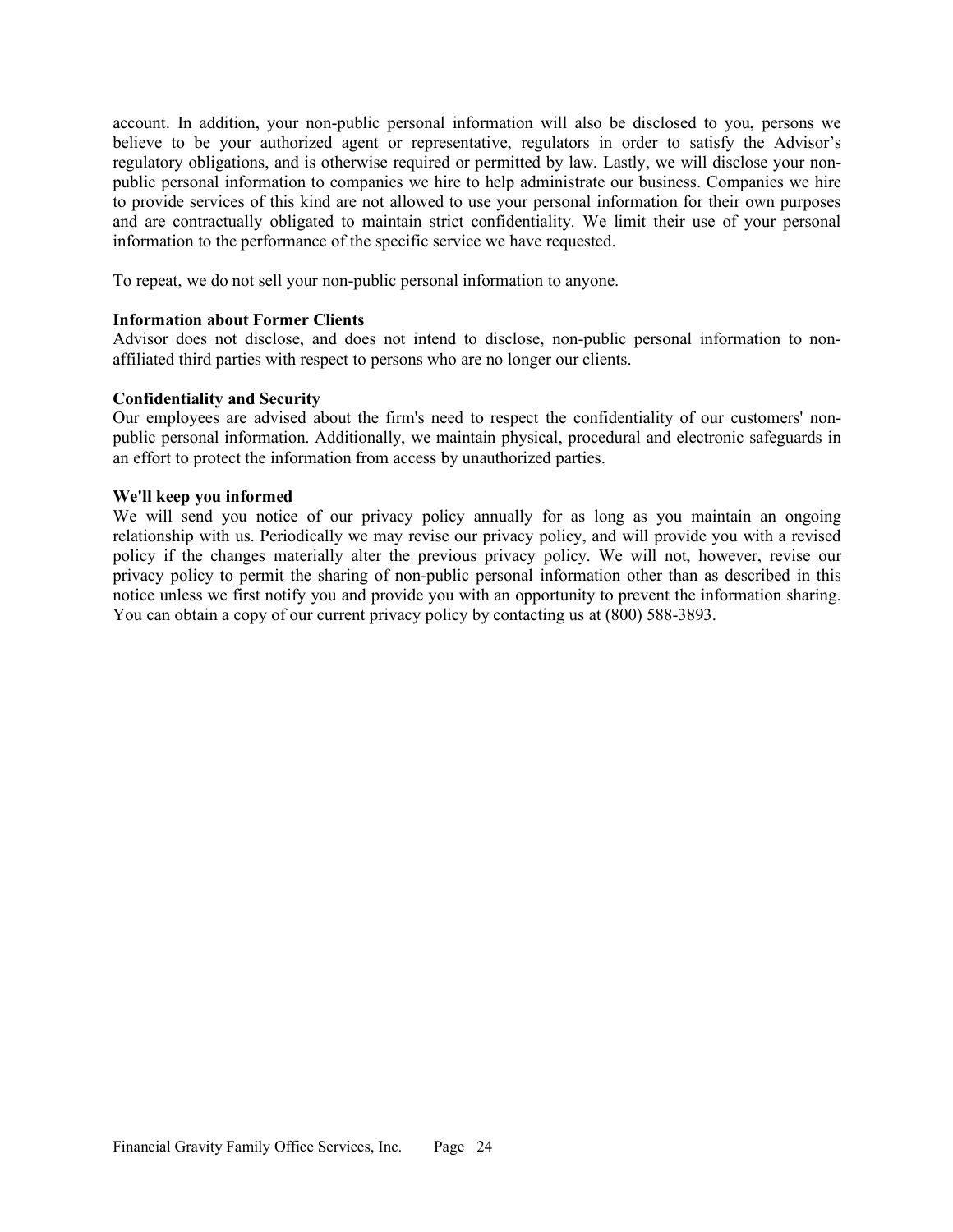account. In addition, your non-public personal information will also be disclosed to you, persons we believe to be your authorized agent or representative, regulators in order to satisfy the Advisor's regulatory obligations, and is otherwise required or permitted by law. Lastly, we will disclose your non-public personal information to companies we hire to help administrate our business. Companies we hire to provide services of this kind are not allowed to use your personal information for their own purposes and are contractually obligated to maintain strict confidentiality. We limit their use of your personal information to the performance of the specific service we have requested.

To repeat, we do not sell your non-public personal information to anyone.

**Information about Former Clients**
Advisor does not disclose, and does not intend to disclose, non-public personal information to non-affiliated third parties with respect to persons who are no longer our clients.

**Confidentiality and Security**
Our employees are advised about the firm's need to respect the confidentiality of our customers' non-public personal information. Additionally, we maintain physical, procedural and electronic safeguards in an effort to protect the information from access by unauthorized parties.

**We'll keep you informed**
We will send you notice of our privacy policy annually for as long as you maintain an ongoing relationship with us. Periodically we may revise our privacy policy, and will provide you with a revised policy if the changes materially alter the previous privacy policy. We will not, however, revise our privacy policy to permit the sharing of non-public personal information other than as described in this notice unless we first notify you and provide you with an opportunity to prevent the information sharing. You can obtain a copy of our current privacy policy by contacting us at (800) 588-3893.